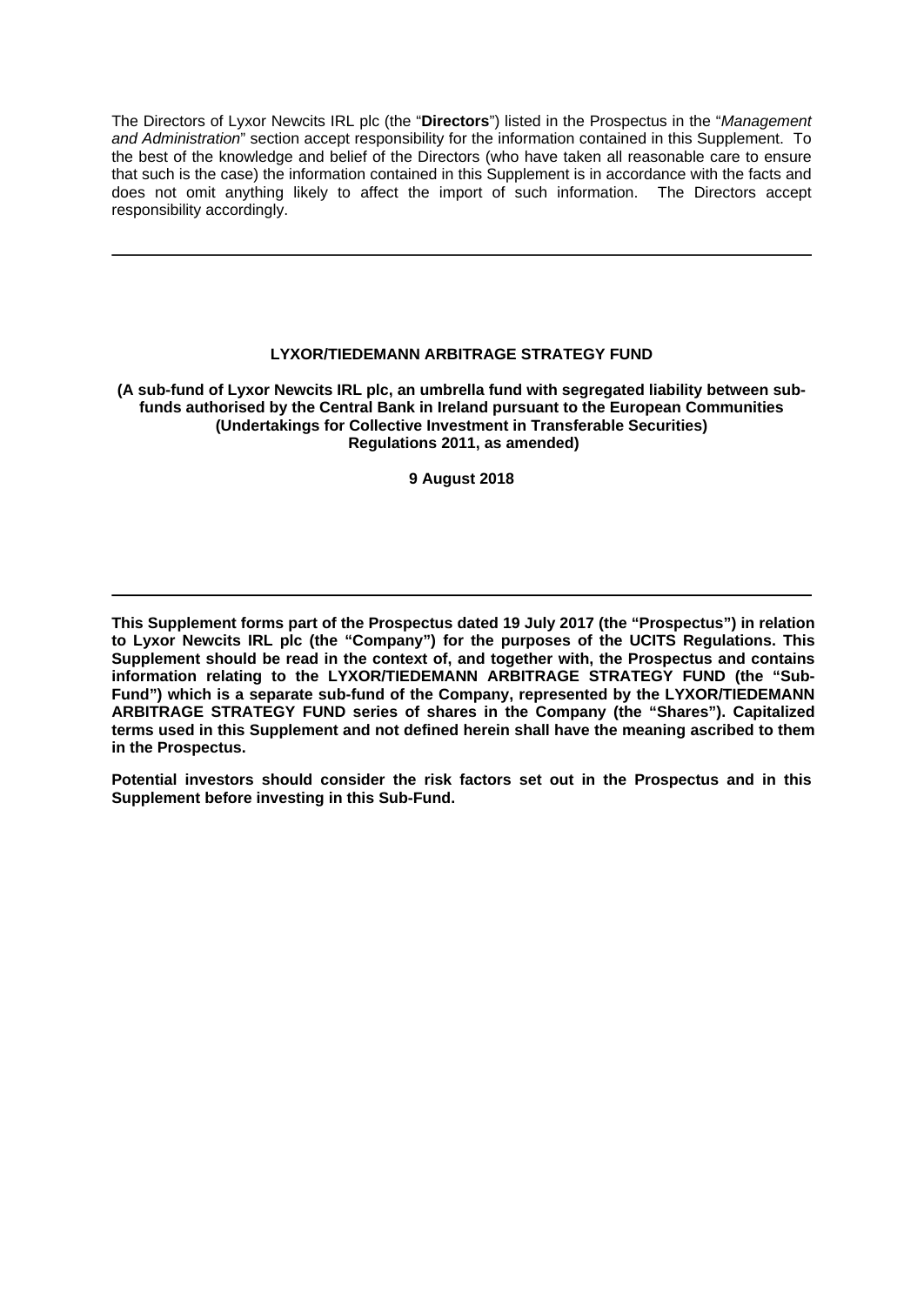The Directors of Lyxor Newcits IRL plc (the "**Directors**") listed in the Prospectus in the "*Management and Administration*" section accept responsibility for the information contained in this Supplement. To the best of the knowledge and belief of the Directors (who have taken all reasonable care to ensure that such is the case) the information contained in this Supplement is in accordance with the facts and does not omit anything likely to affect the import of such information. The Directors accept responsibility accordingly.

---

**LYXOR/TIEDEMANN ARBITRAGE STRATEGY FUND**

**(A sub-fund of Lyxor Newcits IRL plc, an umbrella fund with segregated liability between sub-funds authorised by the Central Bank in Ireland pursuant to the European Communities (Undertakings for Collective Investment in Transferable Securities) Regulations 2011, as amended)**

**9 August 2018**

---

**This Supplement forms part of the Prospectus dated 19 July 2017 (the "Prospectus") in relation to Lyxor Newcits IRL plc (the "Company") for the purposes of the UCITS Regulations. This Supplement should be read in the context of, and together with, the Prospectus and contains information relating to the LYXOR/TIEDEMANN ARBITRAGE STRATEGY FUND (the "Sub-Fund") which is a separate sub-fund of the Company, represented by the LYXOR/TIEDEMANN ARBITRAGE STRATEGY FUND series of shares in the Company (the "Shares"). Capitalized terms used in this Supplement and not defined herein shall have the meaning ascribed to them in the Prospectus.**

**Potential investors should consider the risk factors set out in the Prospectus and in this Supplement before investing in this Sub-Fund.**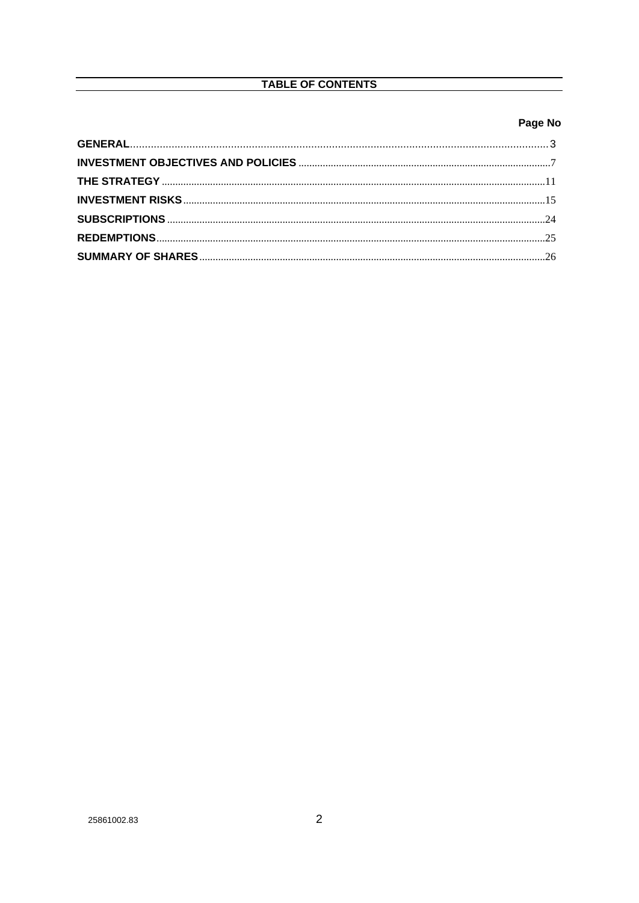## TABLE OF CONTENTS

| | Page No |
|---|---|
| **GENERAL** | 3 |
| **INVESTMENT OBJECTIVES AND POLICIES** | 7 |
| **THE STRATEGY** | 11 |
| **INVESTMENT RISKS** | 15 |
| **SUBSCRIPTIONS** | 24 |
| **REDEMPTIONS** | 25 |
| **SUMMARY OF SHARES** | 26 |

25861002.83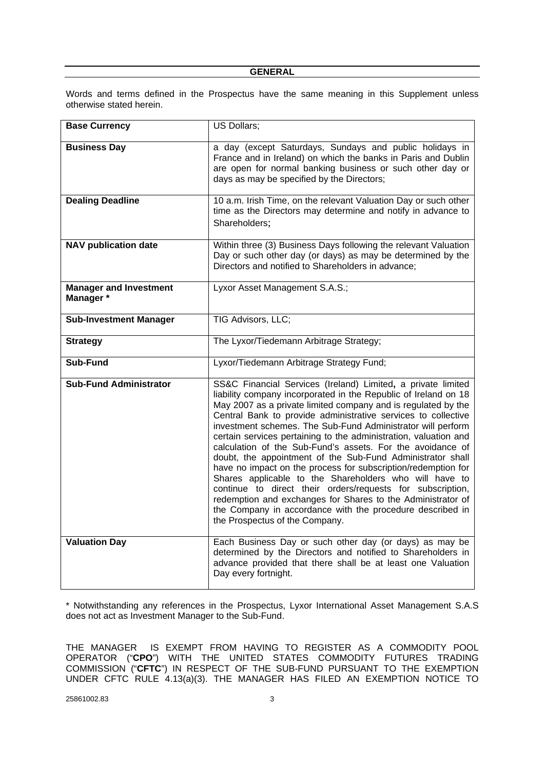## GENERAL

Words and terms defined in the Prospectus have the same meaning in this Supplement unless otherwise stated herein.

| | |
|---|---|
| **Base Currency** | US Dollars; |
| **Business Day** | a day (except Saturdays, Sundays and public holidays in France and in Ireland) on which the banks in Paris and Dublin are open for normal banking business or such other day or days as may be specified by the Directors; |
| **Dealing Deadline** | 10 a.m. Irish Time, on the relevant Valuation Day or such other time as the Directors may determine and notify in advance to Shareholders**;** |
| **NAV publication date** | Within three (3) Business Days following the relevant Valuation Day or such other day (or days) as may be determined by the Directors and notified to Shareholders in advance; |
| **Manager and Investment Manager \*** | Lyxor Asset Management S.A.S.; |
| **Sub-Investment Manager** | TIG Advisors, LLC; |
| **Strategy** | The Lyxor/Tiedemann Arbitrage Strategy; |
| **Sub-Fund** | Lyxor/Tiedemann Arbitrage Strategy Fund; |
| **Sub-Fund Administrator** | SS&C Financial Services (Ireland) Limited**,** a private limited liability company incorporated in the Republic of Ireland on 18 May 2007 as a private limited company and is regulated by the Central Bank to provide administrative services to collective investment schemes. The Sub-Fund Administrator will perform certain services pertaining to the administration, valuation and calculation of the Sub-Fund's assets. For the avoidance of doubt, the appointment of the Sub-Fund Administrator shall have no impact on the process for subscription/redemption for Shares applicable to the Shareholders who will have to continue to direct their orders/requests for subscription, redemption and exchanges for Shares to the Administrator of the Company in accordance with the procedure described in the Prospectus of the Company. |
| **Valuation Day** | Each Business Day or such other day (or days) as may be determined by the Directors and notified to Shareholders in advance provided that there shall be at least one Valuation Day every fortnight. |

\* Notwithstanding any references in the Prospectus, Lyxor International Asset Management S.A.S does not act as Investment Manager to the Sub-Fund.

THE MANAGER IS EXEMPT FROM HAVING TO REGISTER AS A COMMODITY POOL OPERATOR ("**CPO**") WITH THE UNITED STATES COMMODITY FUTURES TRADING COMMISSION ("**CFTC**") IN RESPECT OF THE SUB-FUND PURSUANT TO THE EXEMPTION UNDER CFTC RULE 4.13(a)(3). THE MANAGER HAS FILED AN EXEMPTION NOTICE TO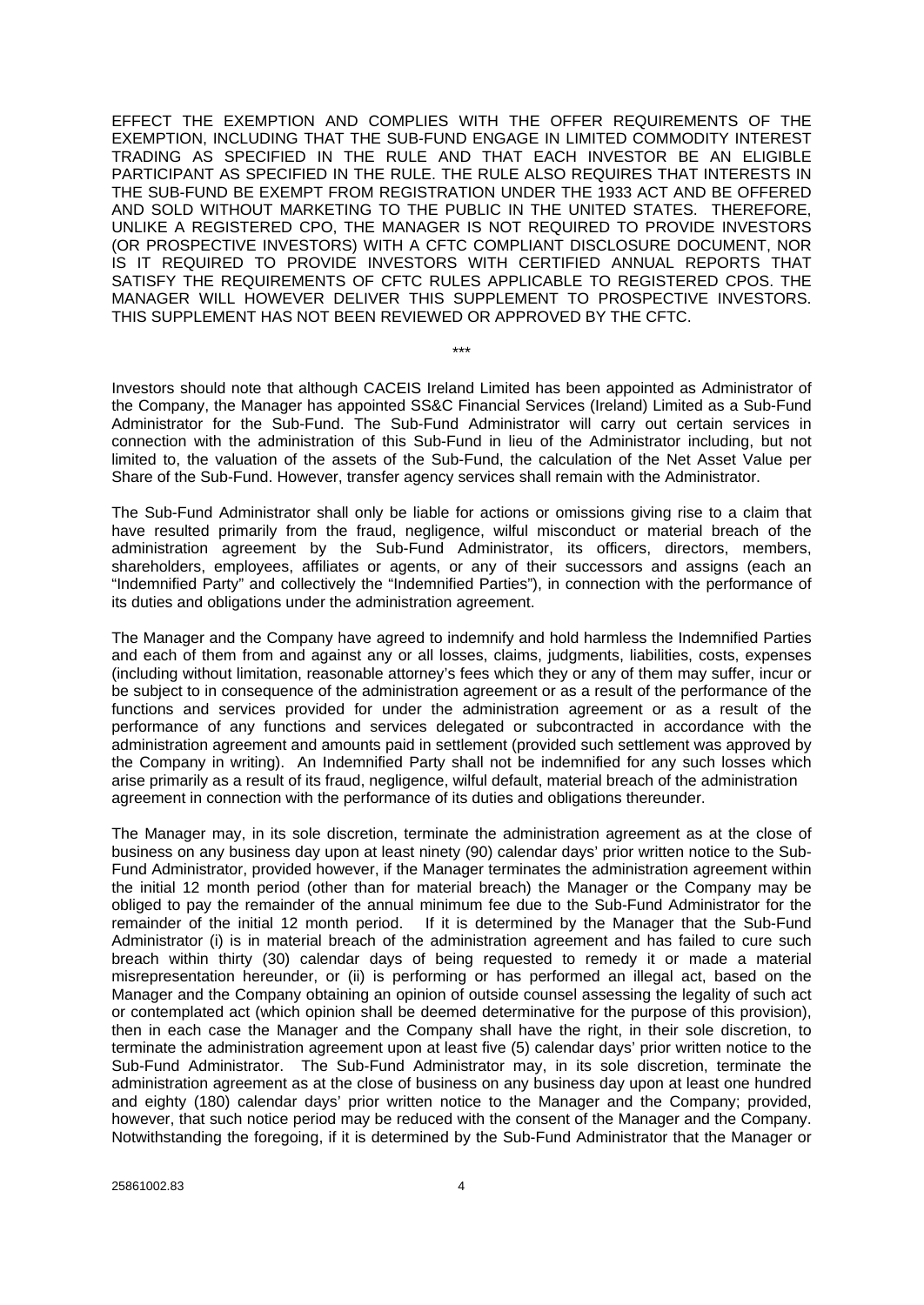EFFECT THE EXEMPTION AND COMPLIES WITH THE OFFER REQUIREMENTS OF THE EXEMPTION, INCLUDING THAT THE SUB-FUND ENGAGE IN LIMITED COMMODITY INTEREST TRADING AS SPECIFIED IN THE RULE AND THAT EACH INVESTOR BE AN ELIGIBLE PARTICIPANT AS SPECIFIED IN THE RULE. THE RULE ALSO REQUIRES THAT INTERESTS IN THE SUB-FUND BE EXEMPT FROM REGISTRATION UNDER THE 1933 ACT AND BE OFFERED AND SOLD WITHOUT MARKETING TO THE PUBLIC IN THE UNITED STATES. THEREFORE, UNLIKE A REGISTERED CPO, THE MANAGER IS NOT REQUIRED TO PROVIDE INVESTORS (OR PROSPECTIVE INVESTORS) WITH A CFTC COMPLIANT DISCLOSURE DOCUMENT, NOR IS IT REQUIRED TO PROVIDE INVESTORS WITH CERTIFIED ANNUAL REPORTS THAT SATISFY THE REQUIREMENTS OF CFTC RULES APPLICABLE TO REGISTERED CPOS. THE MANAGER WILL HOWEVER DELIVER THIS SUPPLEMENT TO PROSPECTIVE INVESTORS. THIS SUPPLEMENT HAS NOT BEEN REVIEWED OR APPROVED BY THE CFTC.

***

Investors should note that although CACEIS Ireland Limited has been appointed as Administrator of the Company, the Manager has appointed SS&C Financial Services (Ireland) Limited as a Sub-Fund Administrator for the Sub-Fund. The Sub-Fund Administrator will carry out certain services in connection with the administration of this Sub-Fund in lieu of the Administrator including, but not limited to, the valuation of the assets of the Sub-Fund, the calculation of the Net Asset Value per Share of the Sub-Fund. However, transfer agency services shall remain with the Administrator.

The Sub-Fund Administrator shall only be liable for actions or omissions giving rise to a claim that have resulted primarily from the fraud, negligence, wilful misconduct or material breach of the administration agreement by the Sub-Fund Administrator, its officers, directors, members, shareholders, employees, affiliates or agents, or any of their successors and assigns (each an "Indemnified Party" and collectively the "Indemnified Parties"), in connection with the performance of its duties and obligations under the administration agreement.

The Manager and the Company have agreed to indemnify and hold harmless the Indemnified Parties and each of them from and against any or all losses, claims, judgments, liabilities, costs, expenses (including without limitation, reasonable attorney's fees which they or any of them may suffer, incur or be subject to in consequence of the administration agreement or as a result of the performance of the functions and services provided for under the administration agreement or as a result of the performance of any functions and services delegated or subcontracted in accordance with the administration agreement and amounts paid in settlement (provided such settlement was approved by the Company in writing). An Indemnified Party shall not be indemnified for any such losses which arise primarily as a result of its fraud, negligence, wilful default, material breach of the administration agreement in connection with the performance of its duties and obligations thereunder.

The Manager may, in its sole discretion, terminate the administration agreement as at the close of business on any business day upon at least ninety (90) calendar days' prior written notice to the Sub-Fund Administrator, provided however, if the Manager terminates the administration agreement within the initial 12 month period (other than for material breach) the Manager or the Company may be obliged to pay the remainder of the annual minimum fee due to the Sub-Fund Administrator for the remainder of the initial 12 month period. If it is determined by the Manager that the Sub-Fund Administrator (i) is in material breach of the administration agreement and has failed to cure such breach within thirty (30) calendar days of being requested to remedy it or made a material misrepresentation hereunder, or (ii) is performing or has performed an illegal act, based on the Manager and the Company obtaining an opinion of outside counsel assessing the legality of such act or contemplated act (which opinion shall be deemed determinative for the purpose of this provision), then in each case the Manager and the Company shall have the right, in their sole discretion, to terminate the administration agreement upon at least five (5) calendar days' prior written notice to the Sub-Fund Administrator. The Sub-Fund Administrator may, in its sole discretion, terminate the administration agreement as at the close of business on any business day upon at least one hundred and eighty (180) calendar days' prior written notice to the Manager and the Company; provided, however, that such notice period may be reduced with the consent of the Manager and the Company. Notwithstanding the foregoing, if it is determined by the Sub-Fund Administrator that the Manager or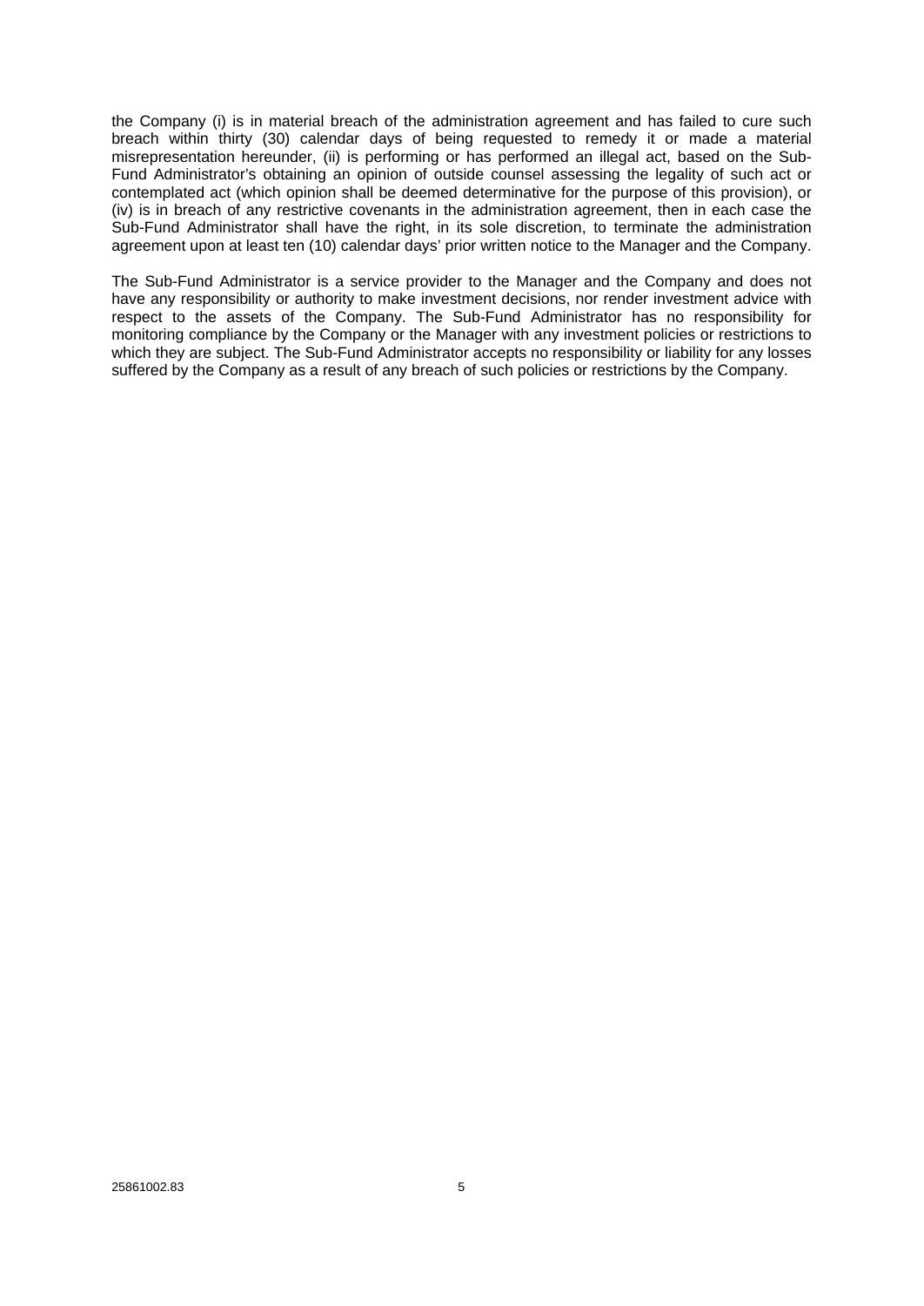the Company (i) is in material breach of the administration agreement and has failed to cure such breach within thirty (30) calendar days of being requested to remedy it or made a material misrepresentation hereunder, (ii) is performing or has performed an illegal act, based on the Sub-Fund Administrator's obtaining an opinion of outside counsel assessing the legality of such act or contemplated act (which opinion shall be deemed determinative for the purpose of this provision), or (iv) is in breach of any restrictive covenants in the administration agreement, then in each case the Sub-Fund Administrator shall have the right, in its sole discretion, to terminate the administration agreement upon at least ten (10) calendar days' prior written notice to the Manager and the Company.

The Sub-Fund Administrator is a service provider to the Manager and the Company and does not have any responsibility or authority to make investment decisions, nor render investment advice with respect to the assets of the Company. The Sub-Fund Administrator has no responsibility for monitoring compliance by the Company or the Manager with any investment policies or restrictions to which they are subject. The Sub-Fund Administrator accepts no responsibility or liability for any losses suffered by the Company as a result of any breach of such policies or restrictions by the Company.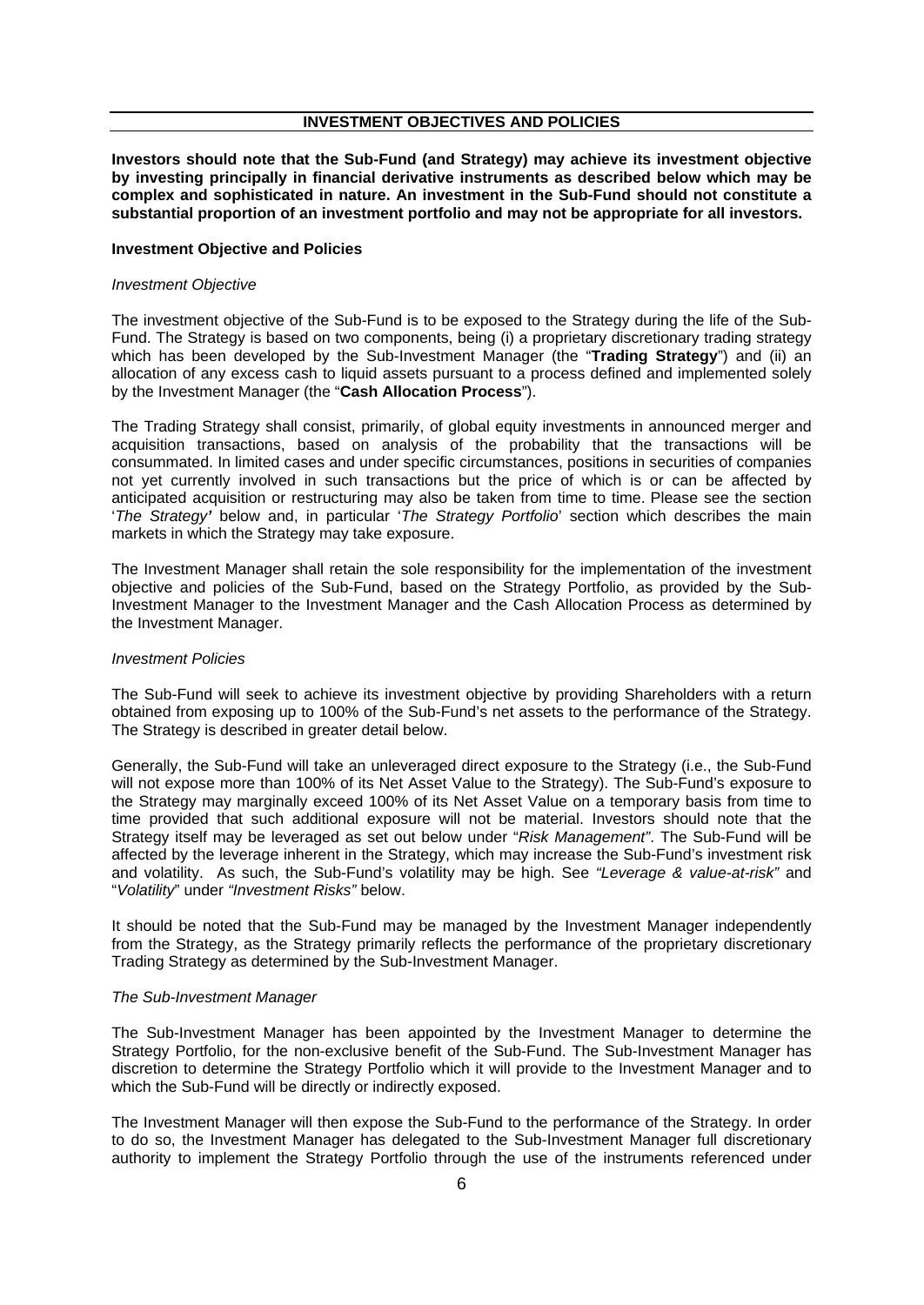## INVESTMENT OBJECTIVES AND POLICIES

**Investors should note that the Sub-Fund (and Strategy) may achieve its investment objective by investing principally in financial derivative instruments as described below which may be complex and sophisticated in nature. An investment in the Sub-Fund should not constitute a substantial proportion of an investment portfolio and may not be appropriate for all investors.**

### Investment Objective and Policies

*Investment Objective*

The investment objective of the Sub-Fund is to be exposed to the Strategy during the life of the Sub-Fund. The Strategy is based on two components, being (i) a proprietary discretionary trading strategy which has been developed by the Sub-Investment Manager (the "**Trading Strategy**") and (ii) an allocation of any excess cash to liquid assets pursuant to a process defined and implemented solely by the Investment Manager (the "**Cash Allocation Process**").

The Trading Strategy shall consist, primarily, of global equity investments in announced merger and acquisition transactions, based on analysis of the probability that the transactions will be consummated. In limited cases and under specific circumstances, positions in securities of companies not yet currently involved in such transactions but the price of which is or can be affected by anticipated acquisition or restructuring may also be taken from time to time. Please see the section '*The Strategy'* below and, in particular '*The Strategy Portfolio*' section which describes the main markets in which the Strategy may take exposure.

The Investment Manager shall retain the sole responsibility for the implementation of the investment objective and policies of the Sub-Fund, based on the Strategy Portfolio, as provided by the Sub-Investment Manager to the Investment Manager and the Cash Allocation Process as determined by the Investment Manager.

*Investment Policies*

The Sub-Fund will seek to achieve its investment objective by providing Shareholders with a return obtained from exposing up to 100% of the Sub-Fund's net assets to the performance of the Strategy. The Strategy is described in greater detail below.

Generally, the Sub-Fund will take an unleveraged direct exposure to the Strategy (i.e., the Sub-Fund will not expose more than 100% of its Net Asset Value to the Strategy). The Sub-Fund's exposure to the Strategy may marginally exceed 100% of its Net Asset Value on a temporary basis from time to time provided that such additional exposure will not be material. Investors should note that the Strategy itself may be leveraged as set out below under "*Risk Management"*. The Sub-Fund will be affected by the leverage inherent in the Strategy, which may increase the Sub-Fund's investment risk and volatility. As such, the Sub-Fund's volatility may be high. See *"Leverage & value-at-risk"* and "*Volatility*" under *"Investment Risks"* below.

It should be noted that the Sub-Fund may be managed by the Investment Manager independently from the Strategy, as the Strategy primarily reflects the performance of the proprietary discretionary Trading Strategy as determined by the Sub-Investment Manager.

*The Sub-Investment Manager*

The Sub-Investment Manager has been appointed by the Investment Manager to determine the Strategy Portfolio, for the non-exclusive benefit of the Sub-Fund. The Sub-Investment Manager has discretion to determine the Strategy Portfolio which it will provide to the Investment Manager and to which the Sub-Fund will be directly or indirectly exposed.

The Investment Manager will then expose the Sub-Fund to the performance of the Strategy. In order to do so, the Investment Manager has delegated to the Sub-Investment Manager full discretionary authority to implement the Strategy Portfolio through the use of the instruments referenced under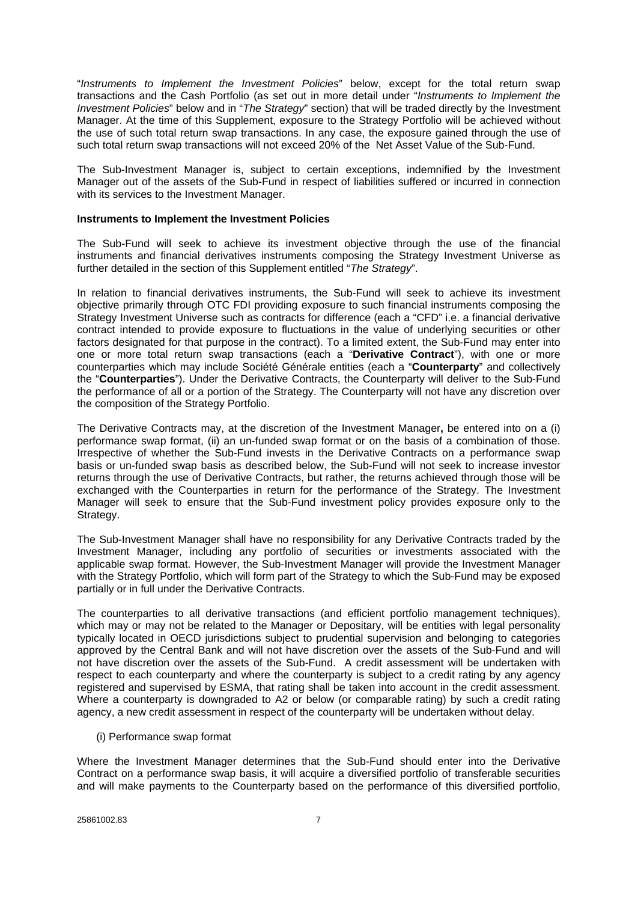"*Instruments to Implement the Investment Policies*" below, except for the total return swap transactions and the Cash Portfolio (as set out in more detail under "*Instruments to Implement the Investment Policies*" below and in "*The Strategy*" section) that will be traded directly by the Investment Manager. At the time of this Supplement, exposure to the Strategy Portfolio will be achieved without the use of such total return swap transactions. In any case, the exposure gained through the use of such total return swap transactions will not exceed 20% of the Net Asset Value of the Sub-Fund.

The Sub-Investment Manager is, subject to certain exceptions, indemnified by the Investment Manager out of the assets of the Sub-Fund in respect of liabilities suffered or incurred in connection with its services to the Investment Manager.

**Instruments to Implement the Investment Policies**

The Sub-Fund will seek to achieve its investment objective through the use of the financial instruments and financial derivatives instruments composing the Strategy Investment Universe as further detailed in the section of this Supplement entitled "*The Strategy*".

In relation to financial derivatives instruments, the Sub-Fund will seek to achieve its investment objective primarily through OTC FDI providing exposure to such financial instruments composing the Strategy Investment Universe such as contracts for difference (each a "CFD" i.e. a financial derivative contract intended to provide exposure to fluctuations in the value of underlying securities or other factors designated for that purpose in the contract). To a limited extent, the Sub-Fund may enter into one or more total return swap transactions (each a "**Derivative Contract**"), with one or more counterparties which may include Société Générale entities (each a "**Counterparty**" and collectively the "**Counterparties**"). Under the Derivative Contracts, the Counterparty will deliver to the Sub-Fund the performance of all or a portion of the Strategy. The Counterparty will not have any discretion over the composition of the Strategy Portfolio.

The Derivative Contracts may, at the discretion of the Investment Manager**,** be entered into on a (i) performance swap format, (ii) an un-funded swap format or on the basis of a combination of those. Irrespective of whether the Sub-Fund invests in the Derivative Contracts on a performance swap basis or un-funded swap basis as described below, the Sub-Fund will not seek to increase investor returns through the use of Derivative Contracts, but rather, the returns achieved through those will be exchanged with the Counterparties in return for the performance of the Strategy. The Investment Manager will seek to ensure that the Sub-Fund investment policy provides exposure only to the Strategy.

The Sub-Investment Manager shall have no responsibility for any Derivative Contracts traded by the Investment Manager, including any portfolio of securities or investments associated with the applicable swap format. However, the Sub-Investment Manager will provide the Investment Manager with the Strategy Portfolio, which will form part of the Strategy to which the Sub-Fund may be exposed partially or in full under the Derivative Contracts.

The counterparties to all derivative transactions (and efficient portfolio management techniques), which may or may not be related to the Manager or Depositary, will be entities with legal personality typically located in OECD jurisdictions subject to prudential supervision and belonging to categories approved by the Central Bank and will not have discretion over the assets of the Sub-Fund and will not have discretion over the assets of the Sub-Fund. A credit assessment will be undertaken with respect to each counterparty and where the counterparty is subject to a credit rating by any agency registered and supervised by ESMA, that rating shall be taken into account in the credit assessment. Where a counterparty is downgraded to A2 or below (or comparable rating) by such a credit rating agency, a new credit assessment in respect of the counterparty will be undertaken without delay.

(i) Performance swap format

Where the Investment Manager determines that the Sub-Fund should enter into the Derivative Contract on a performance swap basis, it will acquire a diversified portfolio of transferable securities and will make payments to the Counterparty based on the performance of this diversified portfolio,

25861002.83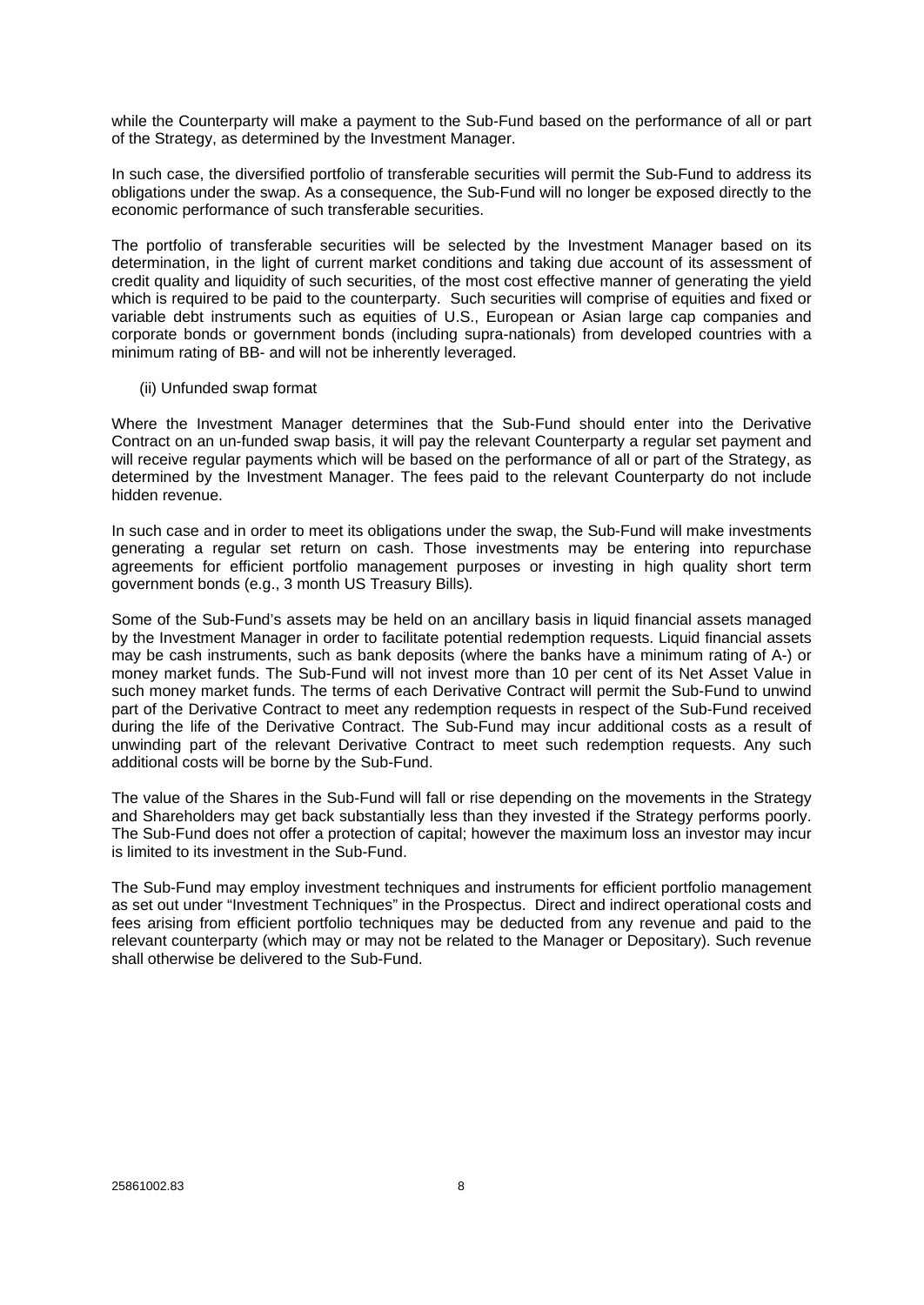while the Counterparty will make a payment to the Sub-Fund based on the performance of all or part of the Strategy, as determined by the Investment Manager.

In such case, the diversified portfolio of transferable securities will permit the Sub-Fund to address its obligations under the swap. As a consequence, the Sub-Fund will no longer be exposed directly to the economic performance of such transferable securities.

The portfolio of transferable securities will be selected by the Investment Manager based on its determination, in the light of current market conditions and taking due account of its assessment of credit quality and liquidity of such securities, of the most cost effective manner of generating the yield which is required to be paid to the counterparty. Such securities will comprise of equities and fixed or variable debt instruments such as equities of U.S., European or Asian large cap companies and corporate bonds or government bonds (including supra-nationals) from developed countries with a minimum rating of BB- and will not be inherently leveraged.

(ii) Unfunded swap format

Where the Investment Manager determines that the Sub-Fund should enter into the Derivative Contract on an un-funded swap basis, it will pay the relevant Counterparty a regular set payment and will receive regular payments which will be based on the performance of all or part of the Strategy, as determined by the Investment Manager. The fees paid to the relevant Counterparty do not include hidden revenue.

In such case and in order to meet its obligations under the swap, the Sub-Fund will make investments generating a regular set return on cash. Those investments may be entering into repurchase agreements for efficient portfolio management purposes or investing in high quality short term government bonds (e.g., 3 month US Treasury Bills).

Some of the Sub-Fund's assets may be held on an ancillary basis in liquid financial assets managed by the Investment Manager in order to facilitate potential redemption requests. Liquid financial assets may be cash instruments, such as bank deposits (where the banks have a minimum rating of A-) or money market funds. The Sub-Fund will not invest more than 10 per cent of its Net Asset Value in such money market funds. The terms of each Derivative Contract will permit the Sub-Fund to unwind part of the Derivative Contract to meet any redemption requests in respect of the Sub-Fund received during the life of the Derivative Contract. The Sub-Fund may incur additional costs as a result of unwinding part of the relevant Derivative Contract to meet such redemption requests. Any such additional costs will be borne by the Sub-Fund.

The value of the Shares in the Sub-Fund will fall or rise depending on the movements in the Strategy and Shareholders may get back substantially less than they invested if the Strategy performs poorly. The Sub-Fund does not offer a protection of capital; however the maximum loss an investor may incur is limited to its investment in the Sub-Fund.

The Sub-Fund may employ investment techniques and instruments for efficient portfolio management as set out under "Investment Techniques" in the Prospectus. Direct and indirect operational costs and fees arising from efficient portfolio techniques may be deducted from any revenue and paid to the relevant counterparty (which may or may not be related to the Manager or Depositary). Such revenue shall otherwise be delivered to the Sub-Fund.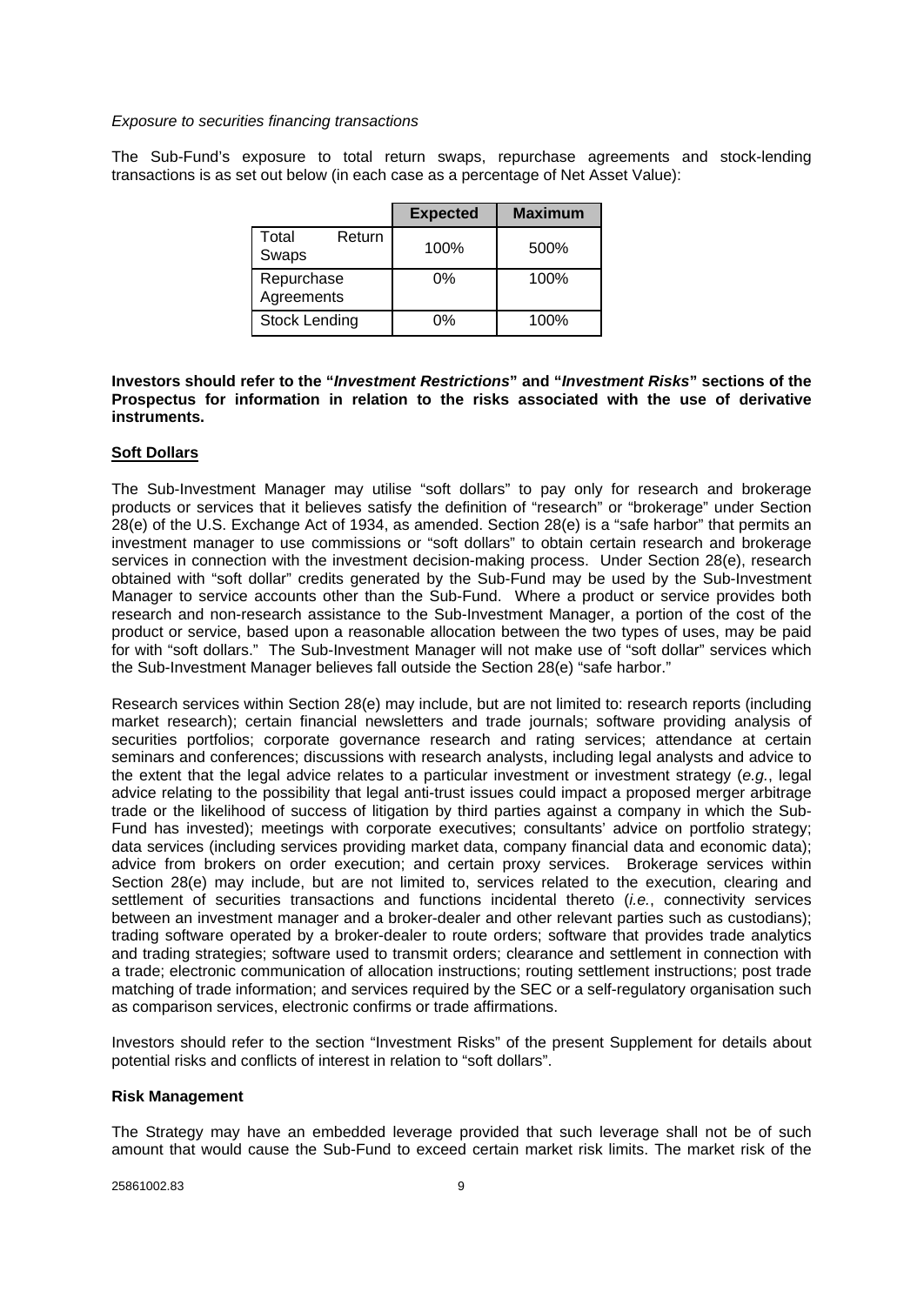*Exposure to securities financing transactions*

The Sub-Fund's exposure to total return swaps, repurchase agreements and stock-lending transactions is as set out below (in each case as a percentage of Net Asset Value):

| | Expected | Maximum |
|---|---|---|
| Total Return Swaps | 100% | 500% |
| Repurchase Agreements | 0% | 100% |
| Stock Lending | 0% | 100% |

**Investors should refer to the "*Investment Restrictions*" and "*Investment Risks*" sections of the Prospectus for information in relation to the risks associated with the use of derivative instruments.**

**Soft Dollars**

The Sub-Investment Manager may utilise "soft dollars" to pay only for research and brokerage products or services that it believes satisfy the definition of "research" or "brokerage" under Section 28(e) of the U.S. Exchange Act of 1934, as amended. Section 28(e) is a "safe harbor" that permits an investment manager to use commissions or "soft dollars" to obtain certain research and brokerage services in connection with the investment decision-making process. Under Section 28(e), research obtained with "soft dollar" credits generated by the Sub-Fund may be used by the Sub-Investment Manager to service accounts other than the Sub-Fund. Where a product or service provides both research and non-research assistance to the Sub-Investment Manager, a portion of the cost of the product or service, based upon a reasonable allocation between the two types of uses, may be paid for with "soft dollars." The Sub-Investment Manager will not make use of "soft dollar" services which the Sub-Investment Manager believes fall outside the Section 28(e) "safe harbor."

Research services within Section 28(e) may include, but are not limited to: research reports (including market research); certain financial newsletters and trade journals; software providing analysis of securities portfolios; corporate governance research and rating services; attendance at certain seminars and conferences; discussions with research analysts, including legal analysts and advice to the extent that the legal advice relates to a particular investment or investment strategy (*e.g.*, legal advice relating to the possibility that legal anti-trust issues could impact a proposed merger arbitrage trade or the likelihood of success of litigation by third parties against a company in which the Sub-Fund has invested); meetings with corporate executives; consultants' advice on portfolio strategy; data services (including services providing market data, company financial data and economic data); advice from brokers on order execution; and certain proxy services. Brokerage services within Section 28(e) may include, but are not limited to, services related to the execution, clearing and settlement of securities transactions and functions incidental thereto (*i.e.*, connectivity services between an investment manager and a broker-dealer and other relevant parties such as custodians); trading software operated by a broker-dealer to route orders; software that provides trade analytics and trading strategies; software used to transmit orders; clearance and settlement in connection with a trade; electronic communication of allocation instructions; routing settlement instructions; post trade matching of trade information; and services required by the SEC or a self-regulatory organisation such as comparison services, electronic confirms or trade affirmations.

Investors should refer to the section "Investment Risks" of the present Supplement for details about potential risks and conflicts of interest in relation to "soft dollars".

**Risk Management**

The Strategy may have an embedded leverage provided that such leverage shall not be of such amount that would cause the Sub-Fund to exceed certain market risk limits. The market risk of the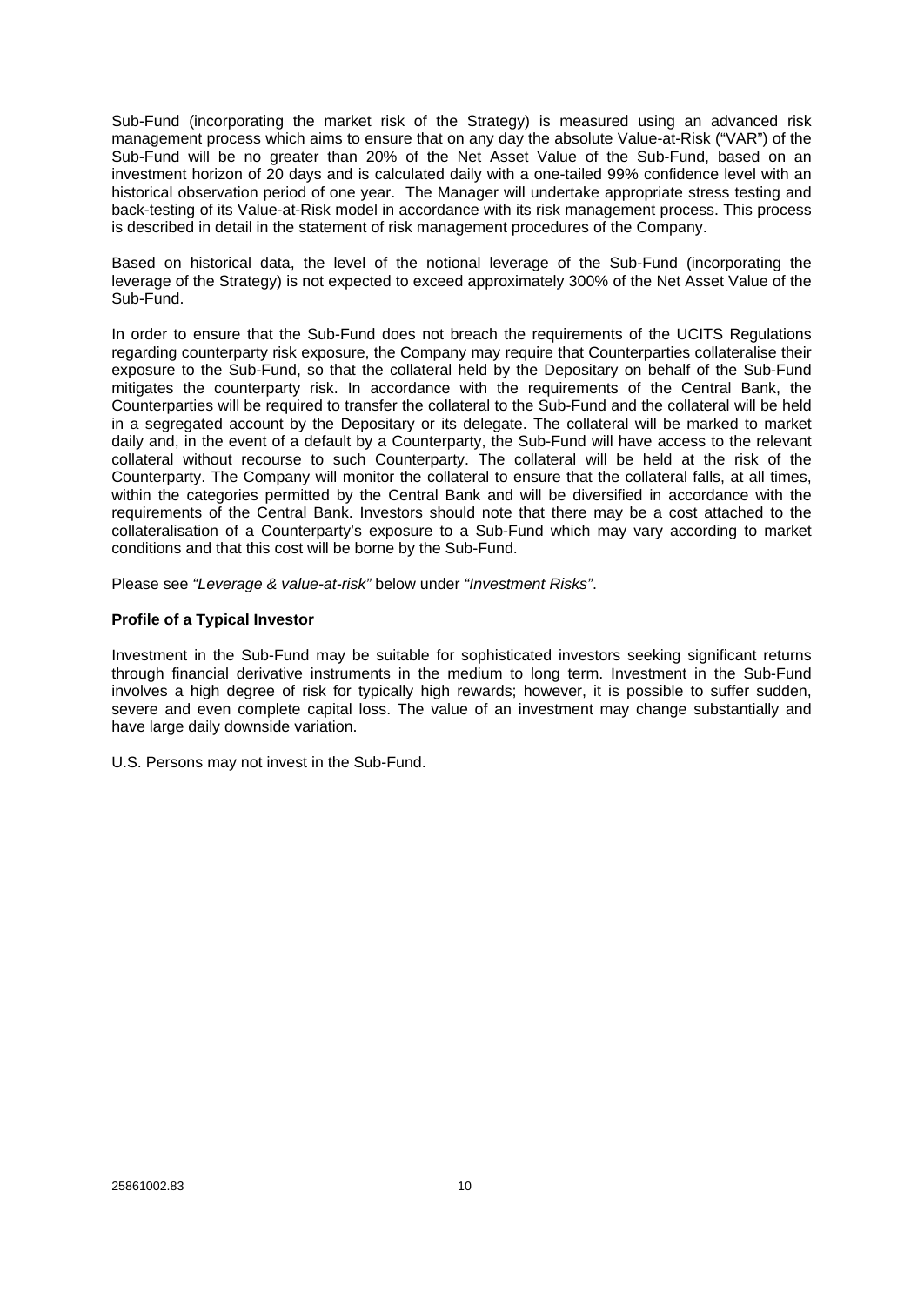Sub-Fund (incorporating the market risk of the Strategy) is measured using an advanced risk management process which aims to ensure that on any day the absolute Value-at-Risk ("VAR") of the Sub-Fund will be no greater than 20% of the Net Asset Value of the Sub-Fund, based on an investment horizon of 20 days and is calculated daily with a one-tailed 99% confidence level with an historical observation period of one year. The Manager will undertake appropriate stress testing and back-testing of its Value-at-Risk model in accordance with its risk management process. This process is described in detail in the statement of risk management procedures of the Company.

Based on historical data, the level of the notional leverage of the Sub-Fund (incorporating the leverage of the Strategy) is not expected to exceed approximately 300% of the Net Asset Value of the Sub-Fund.

In order to ensure that the Sub-Fund does not breach the requirements of the UCITS Regulations regarding counterparty risk exposure, the Company may require that Counterparties collateralise their exposure to the Sub-Fund, so that the collateral held by the Depositary on behalf of the Sub-Fund mitigates the counterparty risk. In accordance with the requirements of the Central Bank, the Counterparties will be required to transfer the collateral to the Sub-Fund and the collateral will be held in a segregated account by the Depositary or its delegate. The collateral will be marked to market daily and, in the event of a default by a Counterparty, the Sub-Fund will have access to the relevant collateral without recourse to such Counterparty. The collateral will be held at the risk of the Counterparty. The Company will monitor the collateral to ensure that the collateral falls, at all times, within the categories permitted by the Central Bank and will be diversified in accordance with the requirements of the Central Bank. Investors should note that there may be a cost attached to the collateralisation of a Counterparty's exposure to a Sub-Fund which may vary according to market conditions and that this cost will be borne by the Sub-Fund.

Please see *"Leverage & value-at-risk"* below under *"Investment Risks"*.

**Profile of a Typical Investor**

Investment in the Sub-Fund may be suitable for sophisticated investors seeking significant returns through financial derivative instruments in the medium to long term. Investment in the Sub-Fund involves a high degree of risk for typically high rewards; however, it is possible to suffer sudden, severe and even complete capital loss. The value of an investment may change substantially and have large daily downside variation.

U.S. Persons may not invest in the Sub-Fund.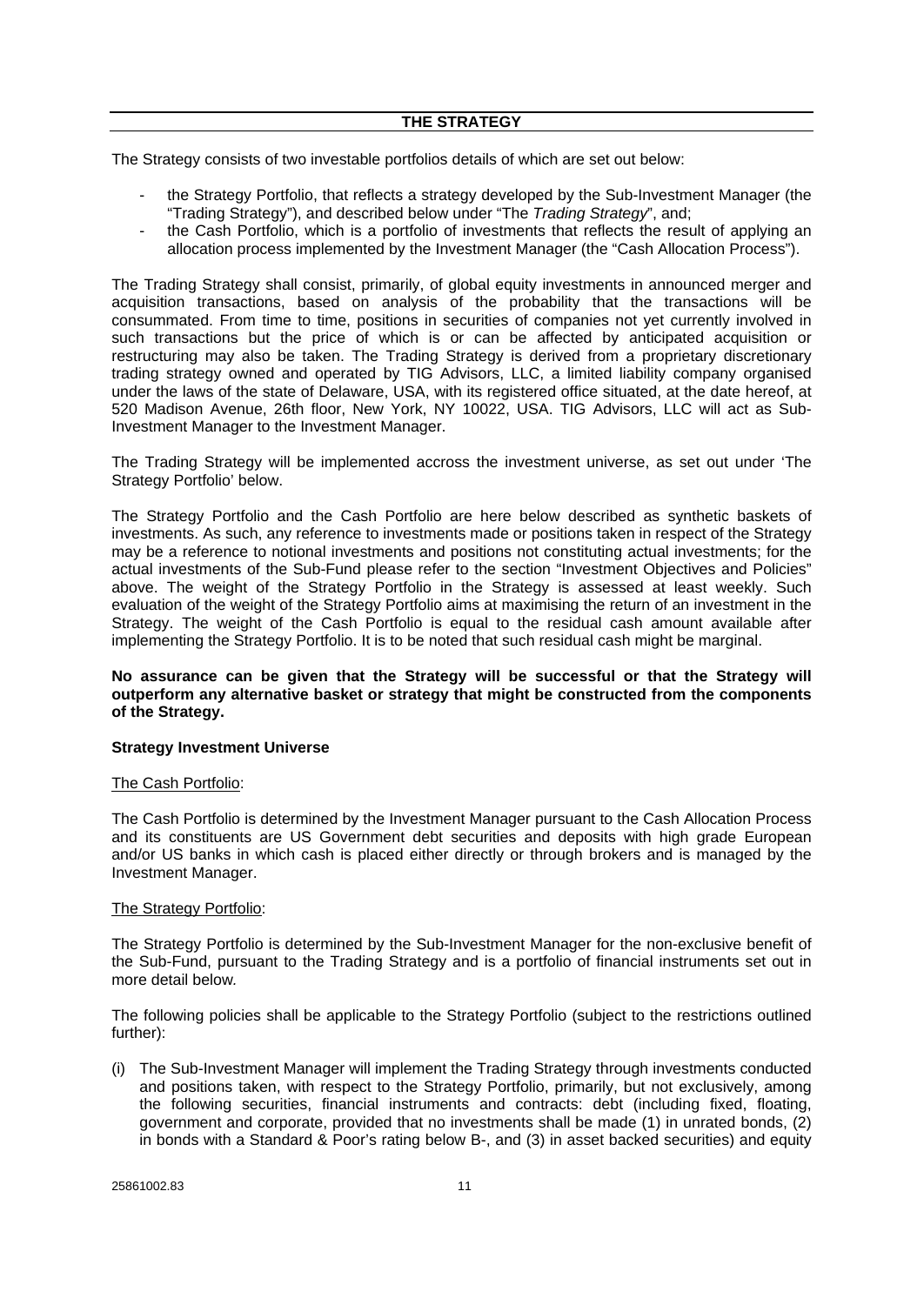## THE STRATEGY

The Strategy consists of two investable portfolios details of which are set out below:

- the Strategy Portfolio, that reflects a strategy developed by the Sub-Investment Manager (the "Trading Strategy"), and described below under "The *Trading Strategy*", and;
- the Cash Portfolio, which is a portfolio of investments that reflects the result of applying an allocation process implemented by the Investment Manager (the "Cash Allocation Process").

The Trading Strategy shall consist, primarily, of global equity investments in announced merger and acquisition transactions, based on analysis of the probability that the transactions will be consummated. From time to time, positions in securities of companies not yet currently involved in such transactions but the price of which is or can be affected by anticipated acquisition or restructuring may also be taken. The Trading Strategy is derived from a proprietary discretionary trading strategy owned and operated by TIG Advisors, LLC, a limited liability company organised under the laws of the state of Delaware, USA, with its registered office situated, at the date hereof, at 520 Madison Avenue, 26th floor, New York, NY 10022, USA. TIG Advisors, LLC will act as Sub-Investment Manager to the Investment Manager.

The Trading Strategy will be implemented accross the investment universe, as set out under 'The Strategy Portfolio' below.

The Strategy Portfolio and the Cash Portfolio are here below described as synthetic baskets of investments. As such, any reference to investments made or positions taken in respect of the Strategy may be a reference to notional investments and positions not constituting actual investments; for the actual investments of the Sub-Fund please refer to the section "Investment Objectives and Policies" above. The weight of the Strategy Portfolio in the Strategy is assessed at least weekly. Such evaluation of the weight of the Strategy Portfolio aims at maximising the return of an investment in the Strategy. The weight of the Cash Portfolio is equal to the residual cash amount available after implementing the Strategy Portfolio. It is to be noted that such residual cash might be marginal.

**No assurance can be given that the Strategy will be successful or that the Strategy will outperform any alternative basket or strategy that might be constructed from the components of the Strategy.**

**Strategy Investment Universe**

The Cash Portfolio:

The Cash Portfolio is determined by the Investment Manager pursuant to the Cash Allocation Process and its constituents are US Government debt securities and deposits with high grade European and/or US banks in which cash is placed either directly or through brokers and is managed by the Investment Manager.

The Strategy Portfolio:

The Strategy Portfolio is determined by the Sub-Investment Manager for the non-exclusive benefit of the Sub-Fund, pursuant to the Trading Strategy and is a portfolio of financial instruments set out in more detail below.

The following policies shall be applicable to the Strategy Portfolio (subject to the restrictions outlined further):

(i) The Sub-Investment Manager will implement the Trading Strategy through investments conducted and positions taken, with respect to the Strategy Portfolio, primarily, but not exclusively, among the following securities, financial instruments and contracts: debt (including fixed, floating, government and corporate, provided that no investments shall be made (1) in unrated bonds, (2) in bonds with a Standard & Poor's rating below B-, and (3) in asset backed securities) and equity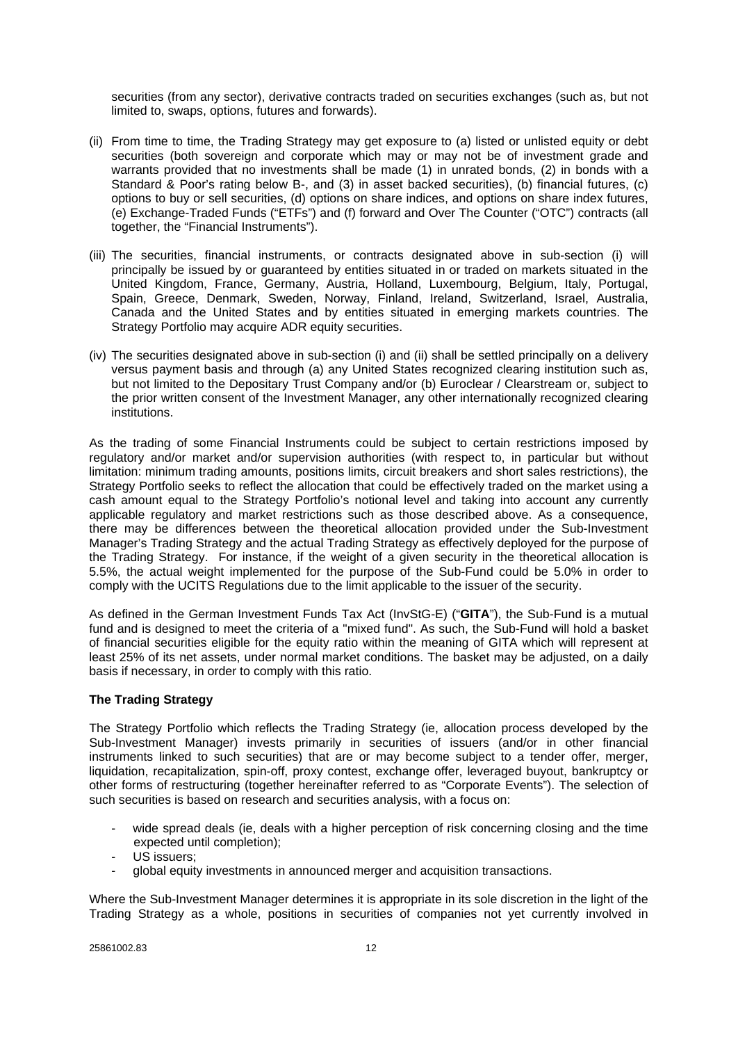securities (from any sector), derivative contracts traded on securities exchanges (such as, but not limited to, swaps, options, futures and forwards).

(ii) From time to time, the Trading Strategy may get exposure to (a) listed or unlisted equity or debt securities (both sovereign and corporate which may or may not be of investment grade and warrants provided that no investments shall be made (1) in unrated bonds, (2) in bonds with a Standard & Poor's rating below B-, and (3) in asset backed securities), (b) financial futures, (c) options to buy or sell securities, (d) options on share indices, and options on share index futures, (e) Exchange-Traded Funds ("ETFs") and (f) forward and Over The Counter ("OTC") contracts (all together, the "Financial Instruments").

(iii) The securities, financial instruments, or contracts designated above in sub-section (i) will principally be issued by or guaranteed by entities situated in or traded on markets situated in the United Kingdom, France, Germany, Austria, Holland, Luxembourg, Belgium, Italy, Portugal, Spain, Greece, Denmark, Sweden, Norway, Finland, Ireland, Switzerland, Israel, Australia, Canada and the United States and by entities situated in emerging markets countries. The Strategy Portfolio may acquire ADR equity securities.

(iv) The securities designated above in sub-section (i) and (ii) shall be settled principally on a delivery versus payment basis and through (a) any United States recognized clearing institution such as, but not limited to the Depositary Trust Company and/or (b) Euroclear / Clearstream or, subject to the prior written consent of the Investment Manager, any other internationally recognized clearing institutions.

As the trading of some Financial Instruments could be subject to certain restrictions imposed by regulatory and/or market and/or supervision authorities (with respect to, in particular but without limitation: minimum trading amounts, positions limits, circuit breakers and short sales restrictions), the Strategy Portfolio seeks to reflect the allocation that could be effectively traded on the market using a cash amount equal to the Strategy Portfolio's notional level and taking into account any currently applicable regulatory and market restrictions such as those described above. As a consequence, there may be differences between the theoretical allocation provided under the Sub-Investment Manager's Trading Strategy and the actual Trading Strategy as effectively deployed for the purpose of the Trading Strategy. For instance, if the weight of a given security in the theoretical allocation is 5.5%, the actual weight implemented for the purpose of the Sub-Fund could be 5.0% in order to comply with the UCITS Regulations due to the limit applicable to the issuer of the security.

As defined in the German Investment Funds Tax Act (InvStG-E) ("**GITA**"), the Sub-Fund is a mutual fund and is designed to meet the criteria of a "mixed fund". As such, the Sub-Fund will hold a basket of financial securities eligible for the equity ratio within the meaning of GITA which will represent at least 25% of its net assets, under normal market conditions. The basket may be adjusted, on a daily basis if necessary, in order to comply with this ratio.

**The Trading Strategy**

The Strategy Portfolio which reflects the Trading Strategy (ie, allocation process developed by the Sub-Investment Manager) invests primarily in securities of issuers (and/or in other financial instruments linked to such securities) that are or may become subject to a tender offer, merger, liquidation, recapitalization, spin-off, proxy contest, exchange offer, leveraged buyout, bankruptcy or other forms of restructuring (together hereinafter referred to as "Corporate Events"). The selection of such securities is based on research and securities analysis, with a focus on:

- wide spread deals (ie, deals with a higher perception of risk concerning closing and the time expected until completion);
- US issuers;
- global equity investments in announced merger and acquisition transactions.

Where the Sub-Investment Manager determines it is appropriate in its sole discretion in the light of the Trading Strategy as a whole, positions in securities of companies not yet currently involved in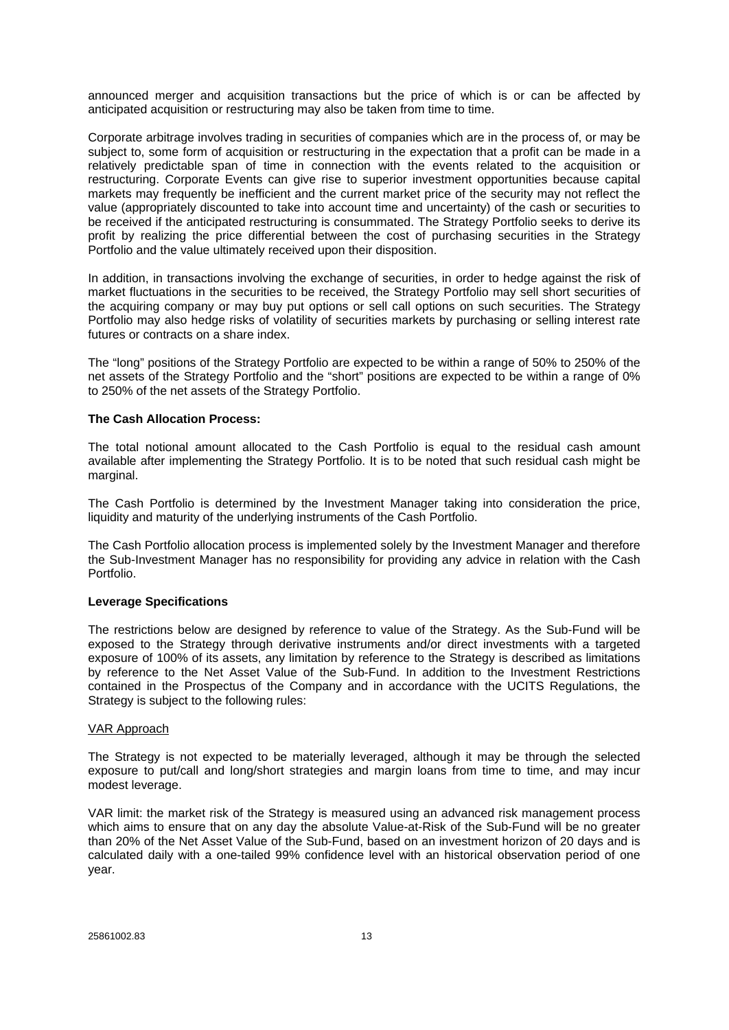announced merger and acquisition transactions but the price of which is or can be affected by anticipated acquisition or restructuring may also be taken from time to time.

Corporate arbitrage involves trading in securities of companies which are in the process of, or may be subject to, some form of acquisition or restructuring in the expectation that a profit can be made in a relatively predictable span of time in connection with the events related to the acquisition or restructuring. Corporate Events can give rise to superior investment opportunities because capital markets may frequently be inefficient and the current market price of the security may not reflect the value (appropriately discounted to take into account time and uncertainty) of the cash or securities to be received if the anticipated restructuring is consummated. The Strategy Portfolio seeks to derive its profit by realizing the price differential between the cost of purchasing securities in the Strategy Portfolio and the value ultimately received upon their disposition.

In addition, in transactions involving the exchange of securities, in order to hedge against the risk of market fluctuations in the securities to be received, the Strategy Portfolio may sell short securities of the acquiring company or may buy put options or sell call options on such securities. The Strategy Portfolio may also hedge risks of volatility of securities markets by purchasing or selling interest rate futures or contracts on a share index.

The "long" positions of the Strategy Portfolio are expected to be within a range of 50% to 250% of the net assets of the Strategy Portfolio and the "short" positions are expected to be within a range of 0% to 250% of the net assets of the Strategy Portfolio.

**The Cash Allocation Process:**

The total notional amount allocated to the Cash Portfolio is equal to the residual cash amount available after implementing the Strategy Portfolio. It is to be noted that such residual cash might be marginal.

The Cash Portfolio is determined by the Investment Manager taking into consideration the price, liquidity and maturity of the underlying instruments of the Cash Portfolio.

The Cash Portfolio allocation process is implemented solely by the Investment Manager and therefore the Sub-Investment Manager has no responsibility for providing any advice in relation with the Cash Portfolio.

**Leverage Specifications**

The restrictions below are designed by reference to value of the Strategy. As the Sub-Fund will be exposed to the Strategy through derivative instruments and/or direct investments with a targeted exposure of 100% of its assets, any limitation by reference to the Strategy is described as limitations by reference to the Net Asset Value of the Sub-Fund. In addition to the Investment Restrictions contained in the Prospectus of the Company and in accordance with the UCITS Regulations, the Strategy is subject to the following rules:

<u>VAR Approach</u>

The Strategy is not expected to be materially leveraged, although it may be through the selected exposure to put/call and long/short strategies and margin loans from time to time, and may incur modest leverage.

VAR limit: the market risk of the Strategy is measured using an advanced risk management process which aims to ensure that on any day the absolute Value-at-Risk of the Sub-Fund will be no greater than 20% of the Net Asset Value of the Sub-Fund, based on an investment horizon of 20 days and is calculated daily with a one-tailed 99% confidence level with an historical observation period of one year.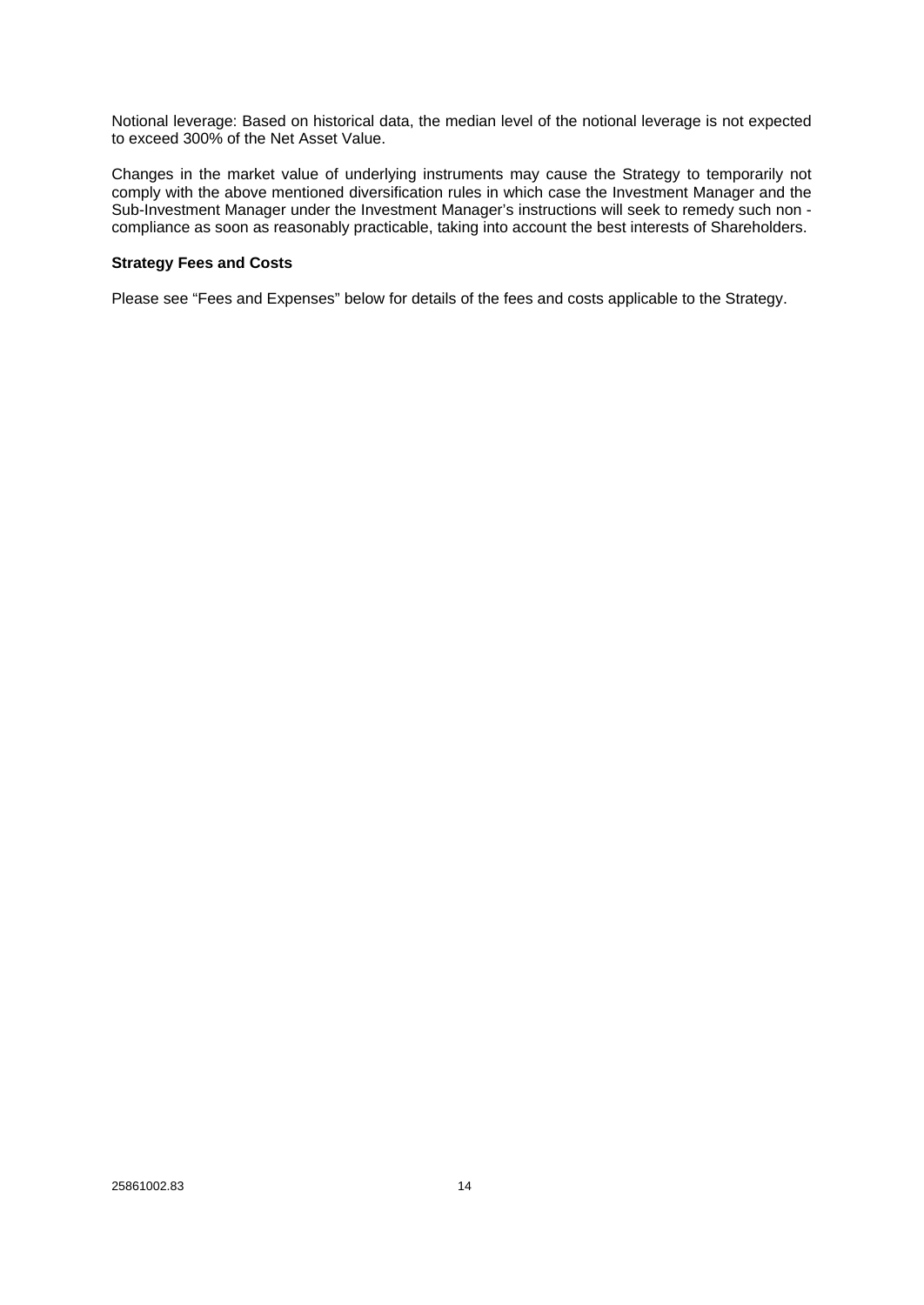Notional leverage: Based on historical data, the median level of the notional leverage is not expected to exceed 300% of the Net Asset Value.

Changes in the market value of underlying instruments may cause the Strategy to temporarily not comply with the above mentioned diversification rules in which case the Investment Manager and the Sub-Investment Manager under the Investment Manager's instructions will seek to remedy such non - compliance as soon as reasonably practicable, taking into account the best interests of Shareholders.

**Strategy Fees and Costs**

Please see "Fees and Expenses" below for details of the fees and costs applicable to the Strategy.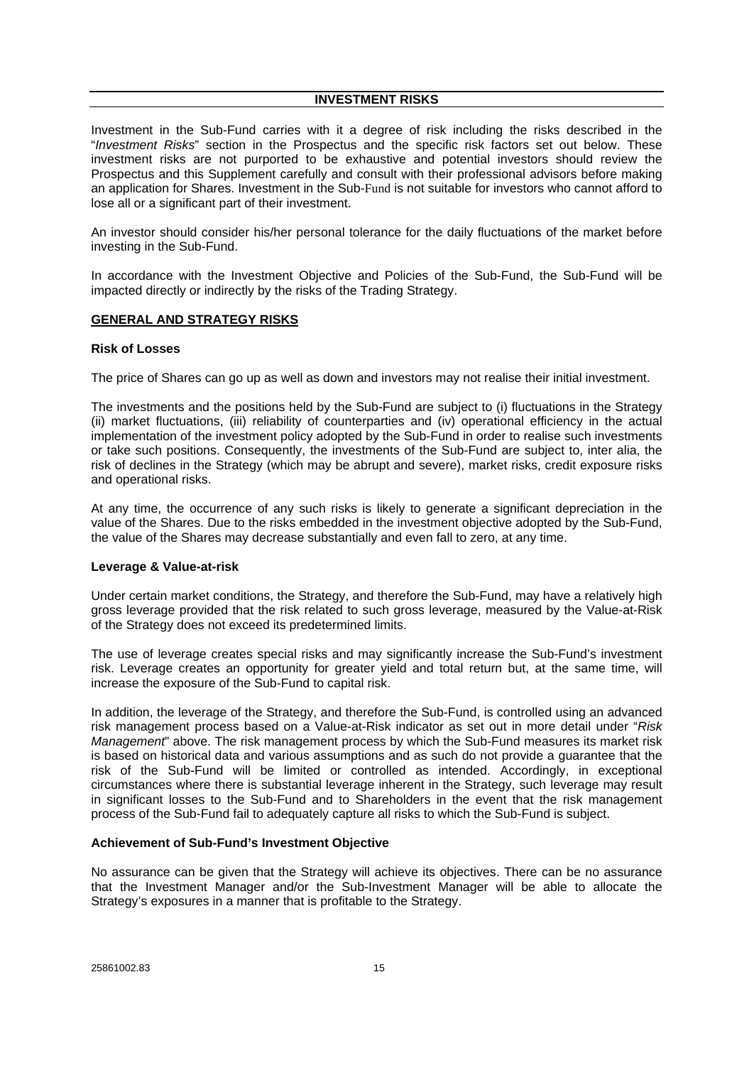## INVESTMENT RISKS

Investment in the Sub-Fund carries with it a degree of risk including the risks described in the "*Investment Risks*" section in the Prospectus and the specific risk factors set out below. These investment risks are not purported to be exhaustive and potential investors should review the Prospectus and this Supplement carefully and consult with their professional advisors before making an application for Shares. Investment in the Sub-Fund is not suitable for investors who cannot afford to lose all or a significant part of their investment.

An investor should consider his/her personal tolerance for the daily fluctuations of the market before investing in the Sub-Fund.

In accordance with the Investment Objective and Policies of the Sub-Fund, the Sub-Fund will be impacted directly or indirectly by the risks of the Trading Strategy.

### GENERAL AND STRATEGY RISKS

#### Risk of Losses

The price of Shares can go up as well as down and investors may not realise their initial investment.

The investments and the positions held by the Sub-Fund are subject to (i) fluctuations in the Strategy (ii) market fluctuations, (iii) reliability of counterparties and (iv) operational efficiency in the actual implementation of the investment policy adopted by the Sub-Fund in order to realise such investments or take such positions. Consequently, the investments of the Sub-Fund are subject to, inter alia, the risk of declines in the Strategy (which may be abrupt and severe), market risks, credit exposure risks and operational risks.

At any time, the occurrence of any such risks is likely to generate a significant depreciation in the value of the Shares. Due to the risks embedded in the investment objective adopted by the Sub-Fund, the value of the Shares may decrease substantially and even fall to zero, at any time.

#### Leverage & Value-at-risk

Under certain market conditions, the Strategy, and therefore the Sub-Fund, may have a relatively high gross leverage provided that the risk related to such gross leverage, measured by the Value-at-Risk of the Strategy does not exceed its predetermined limits.

The use of leverage creates special risks and may significantly increase the Sub-Fund's investment risk. Leverage creates an opportunity for greater yield and total return but, at the same time, will increase the exposure of the Sub-Fund to capital risk.

In addition, the leverage of the Strategy, and therefore the Sub-Fund, is controlled using an advanced risk management process based on a Value-at-Risk indicator as set out in more detail under "*Risk Management*" above. The risk management process by which the Sub-Fund measures its market risk is based on historical data and various assumptions and as such do not provide a guarantee that the risk of the Sub-Fund will be limited or controlled as intended. Accordingly, in exceptional circumstances where there is substantial leverage inherent in the Strategy, such leverage may result in significant losses to the Sub-Fund and to Shareholders in the event that the risk management process of the Sub-Fund fail to adequately capture all risks to which the Sub-Fund is subject.

#### Achievement of Sub-Fund's Investment Objective

No assurance can be given that the Strategy will achieve its objectives. There can be no assurance that the Investment Manager and/or the Sub-Investment Manager will be able to allocate the Strategy's exposures in a manner that is profitable to the Strategy.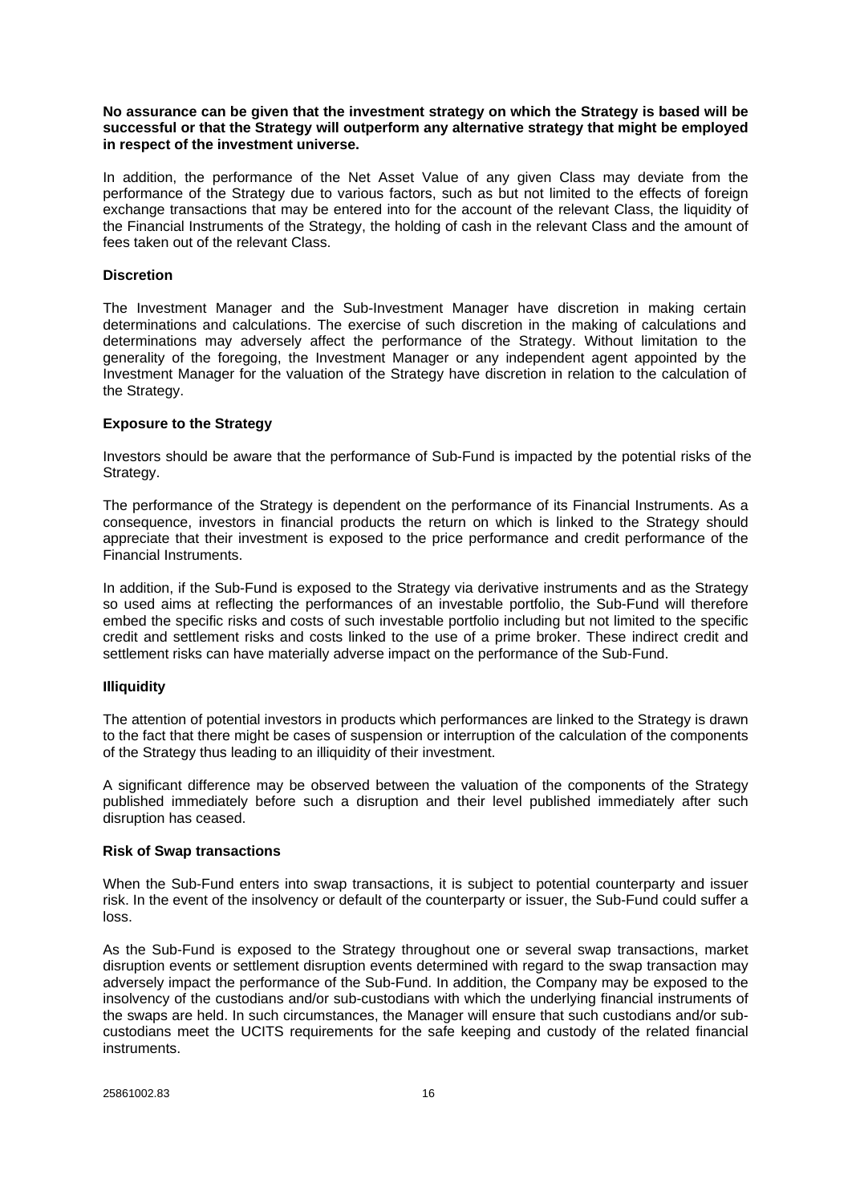**No assurance can be given that the investment strategy on which the Strategy is based will be successful or that the Strategy will outperform any alternative strategy that might be employed in respect of the investment universe.**

In addition, the performance of the Net Asset Value of any given Class may deviate from the performance of the Strategy due to various factors, such as but not limited to the effects of foreign exchange transactions that may be entered into for the account of the relevant Class, the liquidity of the Financial Instruments of the Strategy, the holding of cash in the relevant Class and the amount of fees taken out of the relevant Class.

**Discretion**

The Investment Manager and the Sub-Investment Manager have discretion in making certain determinations and calculations. The exercise of such discretion in the making of calculations and determinations may adversely affect the performance of the Strategy. Without limitation to the generality of the foregoing, the Investment Manager or any independent agent appointed by the Investment Manager for the valuation of the Strategy have discretion in relation to the calculation of the Strategy.

**Exposure to the Strategy**

Investors should be aware that the performance of Sub-Fund is impacted by the potential risks of the Strategy.

The performance of the Strategy is dependent on the performance of its Financial Instruments. As a consequence, investors in financial products the return on which is linked to the Strategy should appreciate that their investment is exposed to the price performance and credit performance of the Financial Instruments.

In addition, if the Sub-Fund is exposed to the Strategy via derivative instruments and as the Strategy so used aims at reflecting the performances of an investable portfolio, the Sub-Fund will therefore embed the specific risks and costs of such investable portfolio including but not limited to the specific credit and settlement risks and costs linked to the use of a prime broker. These indirect credit and settlement risks can have materially adverse impact on the performance of the Sub-Fund.

**Illiquidity**

The attention of potential investors in products which performances are linked to the Strategy is drawn to the fact that there might be cases of suspension or interruption of the calculation of the components of the Strategy thus leading to an illiquidity of their investment.

A significant difference may be observed between the valuation of the components of the Strategy published immediately before such a disruption and their level published immediately after such disruption has ceased.

**Risk of Swap transactions**

When the Sub-Fund enters into swap transactions, it is subject to potential counterparty and issuer risk. In the event of the insolvency or default of the counterparty or issuer, the Sub-Fund could suffer a loss.

As the Sub-Fund is exposed to the Strategy throughout one or several swap transactions, market disruption events or settlement disruption events determined with regard to the swap transaction may adversely impact the performance of the Sub-Fund. In addition, the Company may be exposed to the insolvency of the custodians and/or sub-custodians with which the underlying financial instruments of the swaps are held. In such circumstances, the Manager will ensure that such custodians and/or sub-custodians meet the UCITS requirements for the safe keeping and custody of the related financial instruments.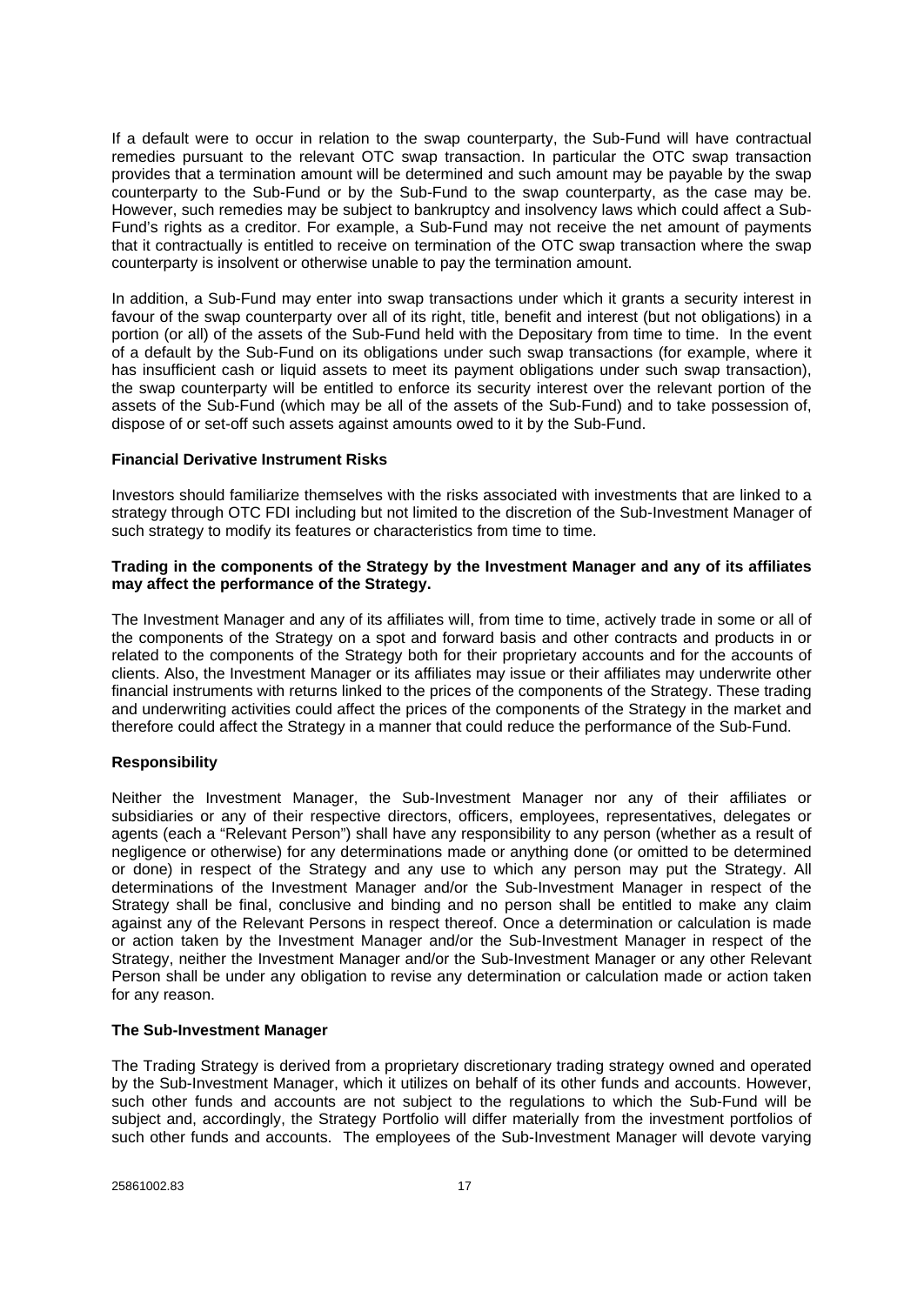If a default were to occur in relation to the swap counterparty, the Sub-Fund will have contractual remedies pursuant to the relevant OTC swap transaction. In particular the OTC swap transaction provides that a termination amount will be determined and such amount may be payable by the swap counterparty to the Sub-Fund or by the Sub-Fund to the swap counterparty, as the case may be. However, such remedies may be subject to bankruptcy and insolvency laws which could affect a Sub-Fund's rights as a creditor. For example, a Sub-Fund may not receive the net amount of payments that it contractually is entitled to receive on termination of the OTC swap transaction where the swap counterparty is insolvent or otherwise unable to pay the termination amount.

In addition, a Sub-Fund may enter into swap transactions under which it grants a security interest in favour of the swap counterparty over all of its right, title, benefit and interest (but not obligations) in a portion (or all) of the assets of the Sub-Fund held with the Depositary from time to time. In the event of a default by the Sub-Fund on its obligations under such swap transactions (for example, where it has insufficient cash or liquid assets to meet its payment obligations under such swap transaction), the swap counterparty will be entitled to enforce its security interest over the relevant portion of the assets of the Sub-Fund (which may be all of the assets of the Sub-Fund) and to take possession of, dispose of or set-off such assets against amounts owed to it by the Sub-Fund.

**Financial Derivative Instrument Risks**

Investors should familiarize themselves with the risks associated with investments that are linked to a strategy through OTC FDI including but not limited to the discretion of the Sub-Investment Manager of such strategy to modify its features or characteristics from time to time.

**Trading in the components of the Strategy by the Investment Manager and any of its affiliates may affect the performance of the Strategy.**

The Investment Manager and any of its affiliates will, from time to time, actively trade in some or all of the components of the Strategy on a spot and forward basis and other contracts and products in or related to the components of the Strategy both for their proprietary accounts and for the accounts of clients. Also, the Investment Manager or its affiliates may issue or their affiliates may underwrite other financial instruments with returns linked to the prices of the components of the Strategy. These trading and underwriting activities could affect the prices of the components of the Strategy in the market and therefore could affect the Strategy in a manner that could reduce the performance of the Sub-Fund.

**Responsibility**

Neither the Investment Manager, the Sub-Investment Manager nor any of their affiliates or subsidiaries or any of their respective directors, officers, employees, representatives, delegates or agents (each a "Relevant Person") shall have any responsibility to any person (whether as a result of negligence or otherwise) for any determinations made or anything done (or omitted to be determined or done) in respect of the Strategy and any use to which any person may put the Strategy. All determinations of the Investment Manager and/or the Sub-Investment Manager in respect of the Strategy shall be final, conclusive and binding and no person shall be entitled to make any claim against any of the Relevant Persons in respect thereof. Once a determination or calculation is made or action taken by the Investment Manager and/or the Sub-Investment Manager in respect of the Strategy, neither the Investment Manager and/or the Sub-Investment Manager or any other Relevant Person shall be under any obligation to revise any determination or calculation made or action taken for any reason.

**The Sub-Investment Manager**

The Trading Strategy is derived from a proprietary discretionary trading strategy owned and operated by the Sub-Investment Manager, which it utilizes on behalf of its other funds and accounts. However, such other funds and accounts are not subject to the regulations to which the Sub-Fund will be subject and, accordingly, the Strategy Portfolio will differ materially from the investment portfolios of such other funds and accounts. The employees of the Sub-Investment Manager will devote varying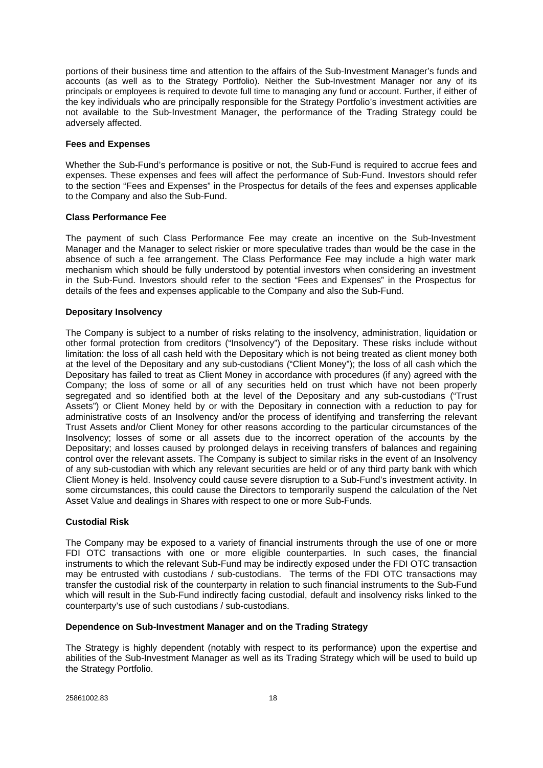portions of their business time and attention to the affairs of the Sub-Investment Manager's funds and accounts (as well as to the Strategy Portfolio). Neither the Sub-Investment Manager nor any of its principals or employees is required to devote full time to managing any fund or account. Further, if either of the key individuals who are principally responsible for the Strategy Portfolio's investment activities are not available to the Sub-Investment Manager, the performance of the Trading Strategy could be adversely affected.

**Fees and Expenses**

Whether the Sub-Fund's performance is positive or not, the Sub-Fund is required to accrue fees and expenses. These expenses and fees will affect the performance of Sub-Fund. Investors should refer to the section "Fees and Expenses" in the Prospectus for details of the fees and expenses applicable to the Company and also the Sub-Fund.

**Class Performance Fee**

The payment of such Class Performance Fee may create an incentive on the Sub-Investment Manager and the Manager to select riskier or more speculative trades than would be the case in the absence of such a fee arrangement. The Class Performance Fee may include a high water mark mechanism which should be fully understood by potential investors when considering an investment in the Sub-Fund. Investors should refer to the section "Fees and Expenses" in the Prospectus for details of the fees and expenses applicable to the Company and also the Sub-Fund.

**Depositary Insolvency**

The Company is subject to a number of risks relating to the insolvency, administration, liquidation or other formal protection from creditors ("Insolvency") of the Depositary. These risks include without limitation: the loss of all cash held with the Depositary which is not being treated as client money both at the level of the Depositary and any sub-custodians ("Client Money"); the loss of all cash which the Depositary has failed to treat as Client Money in accordance with procedures (if any) agreed with the Company; the loss of some or all of any securities held on trust which have not been properly segregated and so identified both at the level of the Depositary and any sub-custodians ("Trust Assets") or Client Money held by or with the Depositary in connection with a reduction to pay for administrative costs of an Insolvency and/or the process of identifying and transferring the relevant Trust Assets and/or Client Money for other reasons according to the particular circumstances of the Insolvency; losses of some or all assets due to the incorrect operation of the accounts by the Depositary; and losses caused by prolonged delays in receiving transfers of balances and regaining control over the relevant assets. The Company is subject to similar risks in the event of an Insolvency of any sub-custodian with which any relevant securities are held or of any third party bank with which Client Money is held. Insolvency could cause severe disruption to a Sub-Fund's investment activity. In some circumstances, this could cause the Directors to temporarily suspend the calculation of the Net Asset Value and dealings in Shares with respect to one or more Sub-Funds.

**Custodial Risk**

The Company may be exposed to a variety of financial instruments through the use of one or more FDI OTC transactions with one or more eligible counterparties. In such cases, the financial instruments to which the relevant Sub-Fund may be indirectly exposed under the FDI OTC transaction may be entrusted with custodians / sub-custodians. The terms of the FDI OTC transactions may transfer the custodial risk of the counterparty in relation to such financial instruments to the Sub-Fund which will result in the Sub-Fund indirectly facing custodial, default and insolvency risks linked to the counterparty's use of such custodians / sub-custodians.

**Dependence on Sub-Investment Manager and on the Trading Strategy**

The Strategy is highly dependent (notably with respect to its performance) upon the expertise and abilities of the Sub-Investment Manager as well as its Trading Strategy which will be used to build up the Strategy Portfolio.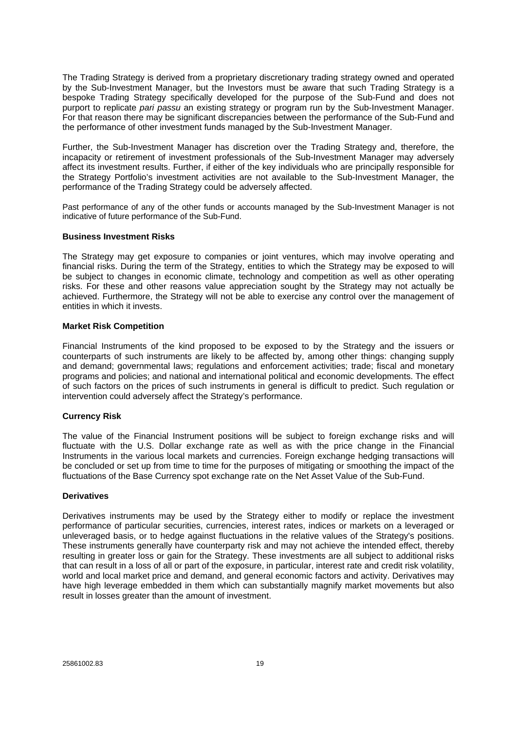The Trading Strategy is derived from a proprietary discretionary trading strategy owned and operated by the Sub-Investment Manager, but the Investors must be aware that such Trading Strategy is a bespoke Trading Strategy specifically developed for the purpose of the Sub-Fund and does not purport to replicate *pari passu* an existing strategy or program run by the Sub-Investment Manager. For that reason there may be significant discrepancies between the performance of the Sub-Fund and the performance of other investment funds managed by the Sub-Investment Manager.

Further, the Sub-Investment Manager has discretion over the Trading Strategy and, therefore, the incapacity or retirement of investment professionals of the Sub-Investment Manager may adversely affect its investment results. Further, if either of the key individuals who are principally responsible for the Strategy Portfolio's investment activities are not available to the Sub-Investment Manager, the performance of the Trading Strategy could be adversely affected.

Past performance of any of the other funds or accounts managed by the Sub-Investment Manager is not indicative of future performance of the Sub-Fund.

**Business Investment Risks**

The Strategy may get exposure to companies or joint ventures, which may involve operating and financial risks. During the term of the Strategy, entities to which the Strategy may be exposed to will be subject to changes in economic climate, technology and competition as well as other operating risks. For these and other reasons value appreciation sought by the Strategy may not actually be achieved. Furthermore, the Strategy will not be able to exercise any control over the management of entities in which it invests.

**Market Risk Competition**

Financial Instruments of the kind proposed to be exposed to by the Strategy and the issuers or counterparts of such instruments are likely to be affected by, among other things: changing supply and demand; governmental laws; regulations and enforcement activities; trade; fiscal and monetary programs and policies; and national and international political and economic developments. The effect of such factors on the prices of such instruments in general is difficult to predict. Such regulation or intervention could adversely affect the Strategy's performance.

**Currency Risk**

The value of the Financial Instrument positions will be subject to foreign exchange risks and will fluctuate with the U.S. Dollar exchange rate as well as with the price change in the Financial Instruments in the various local markets and currencies. Foreign exchange hedging transactions will be concluded or set up from time to time for the purposes of mitigating or smoothing the impact of the fluctuations of the Base Currency spot exchange rate on the Net Asset Value of the Sub-Fund.

**Derivatives**

Derivatives instruments may be used by the Strategy either to modify or replace the investment performance of particular securities, currencies, interest rates, indices or markets on a leveraged or unleveraged basis, or to hedge against fluctuations in the relative values of the Strategy's positions. These instruments generally have counterparty risk and may not achieve the intended effect, thereby resulting in greater loss or gain for the Strategy. These investments are all subject to additional risks that can result in a loss of all or part of the exposure, in particular, interest rate and credit risk volatility, world and local market price and demand, and general economic factors and activity. Derivatives may have high leverage embedded in them which can substantially magnify market movements but also result in losses greater than the amount of investment.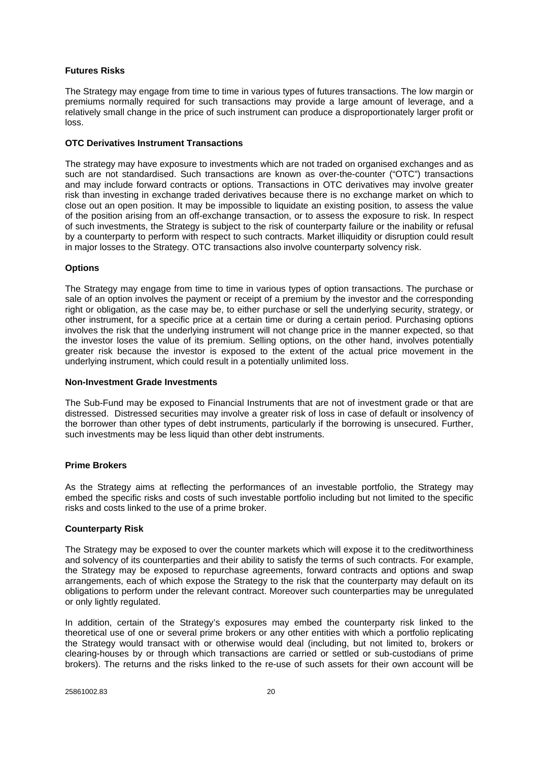**Futures Risks**

The Strategy may engage from time to time in various types of futures transactions. The low margin or premiums normally required for such transactions may provide a large amount of leverage, and a relatively small change in the price of such instrument can produce a disproportionately larger profit or loss.

**OTC Derivatives Instrument Transactions**

The strategy may have exposure to investments which are not traded on organised exchanges and as such are not standardised. Such transactions are known as over-the-counter ("OTC") transactions and may include forward contracts or options. Transactions in OTC derivatives may involve greater risk than investing in exchange traded derivatives because there is no exchange market on which to close out an open position. It may be impossible to liquidate an existing position, to assess the value of the position arising from an off-exchange transaction, or to assess the exposure to risk. In respect of such investments, the Strategy is subject to the risk of counterparty failure or the inability or refusal by a counterparty to perform with respect to such contracts. Market illiquidity or disruption could result in major losses to the Strategy. OTC transactions also involve counterparty solvency risk.

**Options**

The Strategy may engage from time to time in various types of option transactions. The purchase or sale of an option involves the payment or receipt of a premium by the investor and the corresponding right or obligation, as the case may be, to either purchase or sell the underlying security, strategy, or other instrument, for a specific price at a certain time or during a certain period. Purchasing options involves the risk that the underlying instrument will not change price in the manner expected, so that the investor loses the value of its premium. Selling options, on the other hand, involves potentially greater risk because the investor is exposed to the extent of the actual price movement in the underlying instrument, which could result in a potentially unlimited loss.

**Non-Investment Grade Investments**

The Sub-Fund may be exposed to Financial Instruments that are not of investment grade or that are distressed. Distressed securities may involve a greater risk of loss in case of default or insolvency of the borrower than other types of debt instruments, particularly if the borrowing is unsecured. Further, such investments may be less liquid than other debt instruments.

**Prime Brokers**

As the Strategy aims at reflecting the performances of an investable portfolio, the Strategy may embed the specific risks and costs of such investable portfolio including but not limited to the specific risks and costs linked to the use of a prime broker.

**Counterparty Risk**

The Strategy may be exposed to over the counter markets which will expose it to the creditworthiness and solvency of its counterparties and their ability to satisfy the terms of such contracts. For example, the Strategy may be exposed to repurchase agreements, forward contracts and options and swap arrangements, each of which expose the Strategy to the risk that the counterparty may default on its obligations to perform under the relevant contract. Moreover such counterparties may be unregulated or only lightly regulated.

In addition, certain of the Strategy's exposures may embed the counterparty risk linked to the theoretical use of one or several prime brokers or any other entities with which a portfolio replicating the Strategy would transact with or otherwise would deal (including, but not limited to, brokers or clearing-houses by or through which transactions are carried or settled or sub-custodians of prime brokers). The returns and the risks linked to the re-use of such assets for their own account will be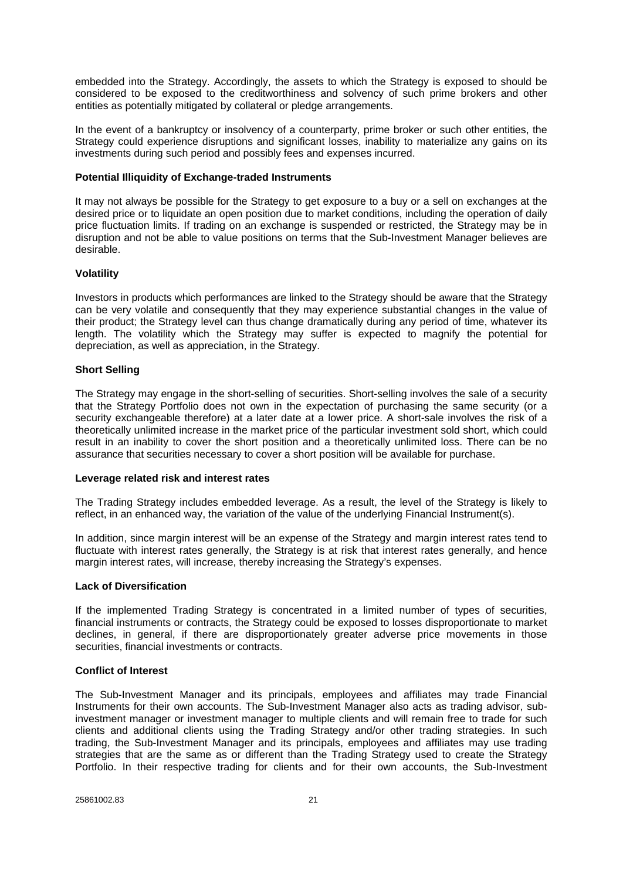embedded into the Strategy. Accordingly, the assets to which the Strategy is exposed to should be considered to be exposed to the creditworthiness and solvency of such prime brokers and other entities as potentially mitigated by collateral or pledge arrangements.

In the event of a bankruptcy or insolvency of a counterparty, prime broker or such other entities, the Strategy could experience disruptions and significant losses, inability to materialize any gains on its investments during such period and possibly fees and expenses incurred.

**Potential Illiquidity of Exchange-traded Instruments**

It may not always be possible for the Strategy to get exposure to a buy or a sell on exchanges at the desired price or to liquidate an open position due to market conditions, including the operation of daily price fluctuation limits. If trading on an exchange is suspended or restricted, the Strategy may be in disruption and not be able to value positions on terms that the Sub-Investment Manager believes are desirable.

**Volatility**

Investors in products which performances are linked to the Strategy should be aware that the Strategy can be very volatile and consequently that they may experience substantial changes in the value of their product; the Strategy level can thus change dramatically during any period of time, whatever its length. The volatility which the Strategy may suffer is expected to magnify the potential for depreciation, as well as appreciation, in the Strategy.

**Short Selling**

The Strategy may engage in the short-selling of securities. Short-selling involves the sale of a security that the Strategy Portfolio does not own in the expectation of purchasing the same security (or a security exchangeable therefore) at a later date at a lower price. A short-sale involves the risk of a theoretically unlimited increase in the market price of the particular investment sold short, which could result in an inability to cover the short position and a theoretically unlimited loss. There can be no assurance that securities necessary to cover a short position will be available for purchase.

**Leverage related risk and interest rates**

The Trading Strategy includes embedded leverage. As a result, the level of the Strategy is likely to reflect, in an enhanced way, the variation of the value of the underlying Financial Instrument(s).

In addition, since margin interest will be an expense of the Strategy and margin interest rates tend to fluctuate with interest rates generally, the Strategy is at risk that interest rates generally, and hence margin interest rates, will increase, thereby increasing the Strategy's expenses.

**Lack of Diversification**

If the implemented Trading Strategy is concentrated in a limited number of types of securities, financial instruments or contracts, the Strategy could be exposed to losses disproportionate to market declines, in general, if there are disproportionately greater adverse price movements in those securities, financial investments or contracts.

**Conflict of Interest**

The Sub-Investment Manager and its principals, employees and affiliates may trade Financial Instruments for their own accounts. The Sub-Investment Manager also acts as trading advisor, sub-investment manager or investment manager to multiple clients and will remain free to trade for such clients and additional clients using the Trading Strategy and/or other trading strategies. In such trading, the Sub-Investment Manager and its principals, employees and affiliates may use trading strategies that are the same as or different than the Trading Strategy used to create the Strategy Portfolio. In their respective trading for clients and for their own accounts, the Sub-Investment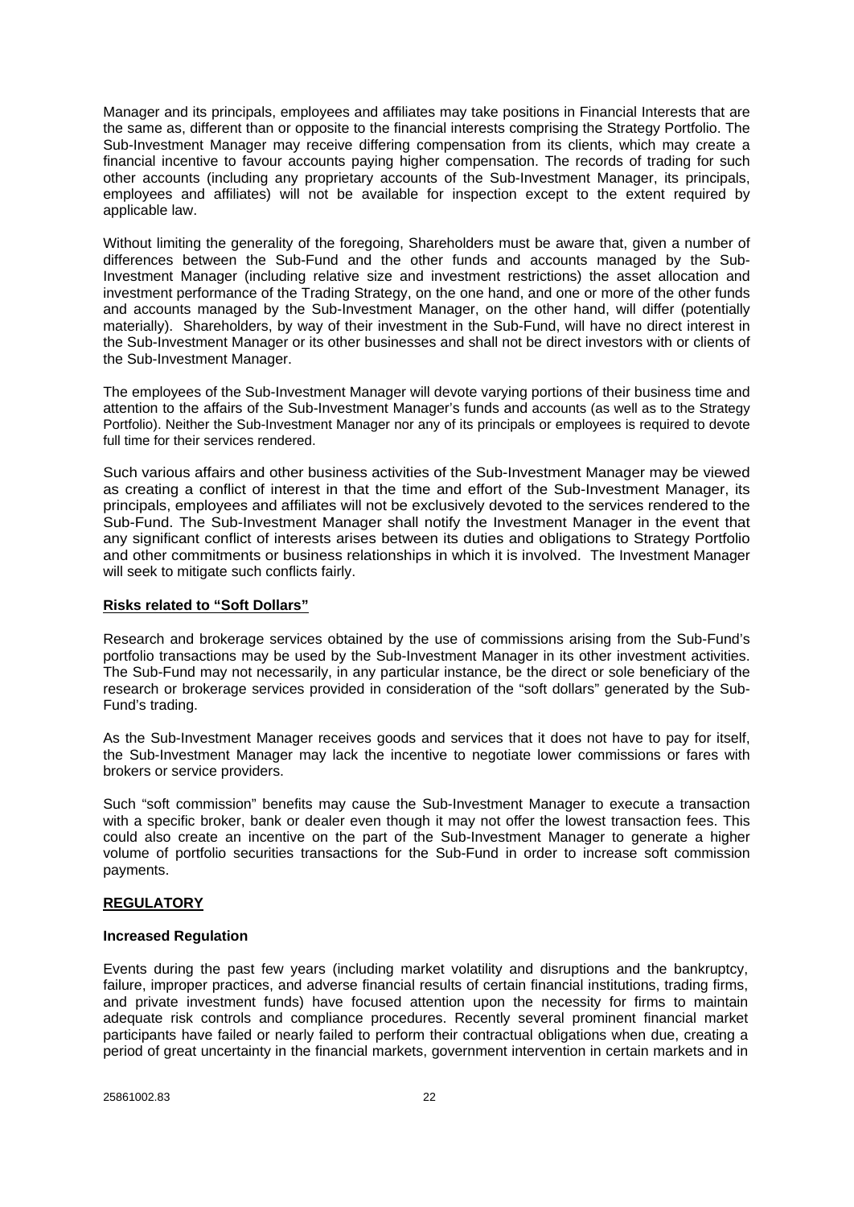Manager and its principals, employees and affiliates may take positions in Financial Interests that are the same as, different than or opposite to the financial interests comprising the Strategy Portfolio. The Sub-Investment Manager may receive differing compensation from its clients, which may create a financial incentive to favour accounts paying higher compensation. The records of trading for such other accounts (including any proprietary accounts of the Sub-Investment Manager, its principals, employees and affiliates) will not be available for inspection except to the extent required by applicable law.

Without limiting the generality of the foregoing, Shareholders must be aware that, given a number of differences between the Sub-Fund and the other funds and accounts managed by the Sub-Investment Manager (including relative size and investment restrictions) the asset allocation and investment performance of the Trading Strategy, on the one hand, and one or more of the other funds and accounts managed by the Sub-Investment Manager, on the other hand, will differ (potentially materially). Shareholders, by way of their investment in the Sub-Fund, will have no direct interest in the Sub-Investment Manager or its other businesses and shall not be direct investors with or clients of the Sub-Investment Manager.

The employees of the Sub-Investment Manager will devote varying portions of their business time and attention to the affairs of the Sub-Investment Manager's funds and accounts (as well as to the Strategy Portfolio). Neither the Sub-Investment Manager nor any of its principals or employees is required to devote full time for their services rendered.

Such various affairs and other business activities of the Sub-Investment Manager may be viewed as creating a conflict of interest in that the time and effort of the Sub-Investment Manager, its principals, employees and affiliates will not be exclusively devoted to the services rendered to the Sub-Fund. The Sub-Investment Manager shall notify the Investment Manager in the event that any significant conflict of interests arises between its duties and obligations to Strategy Portfolio and other commitments or business relationships in which it is involved. The Investment Manager will seek to mitigate such conflicts fairly.

**Risks related to "Soft Dollars"**

Research and brokerage services obtained by the use of commissions arising from the Sub-Fund's portfolio transactions may be used by the Sub-Investment Manager in its other investment activities. The Sub-Fund may not necessarily, in any particular instance, be the direct or sole beneficiary of the research or brokerage services provided in consideration of the "soft dollars" generated by the Sub-Fund's trading.

As the Sub-Investment Manager receives goods and services that it does not have to pay for itself, the Sub-Investment Manager may lack the incentive to negotiate lower commissions or fares with brokers or service providers.

Such "soft commission" benefits may cause the Sub-Investment Manager to execute a transaction with a specific broker, bank or dealer even though it may not offer the lowest transaction fees. This could also create an incentive on the part of the Sub-Investment Manager to generate a higher volume of portfolio securities transactions for the Sub-Fund in order to increase soft commission payments.

**REGULATORY**

**Increased Regulation**

Events during the past few years (including market volatility and disruptions and the bankruptcy, failure, improper practices, and adverse financial results of certain financial institutions, trading firms, and private investment funds) have focused attention upon the necessity for firms to maintain adequate risk controls and compliance procedures. Recently several prominent financial market participants have failed or nearly failed to perform their contractual obligations when due, creating a period of great uncertainty in the financial markets, government intervention in certain markets and in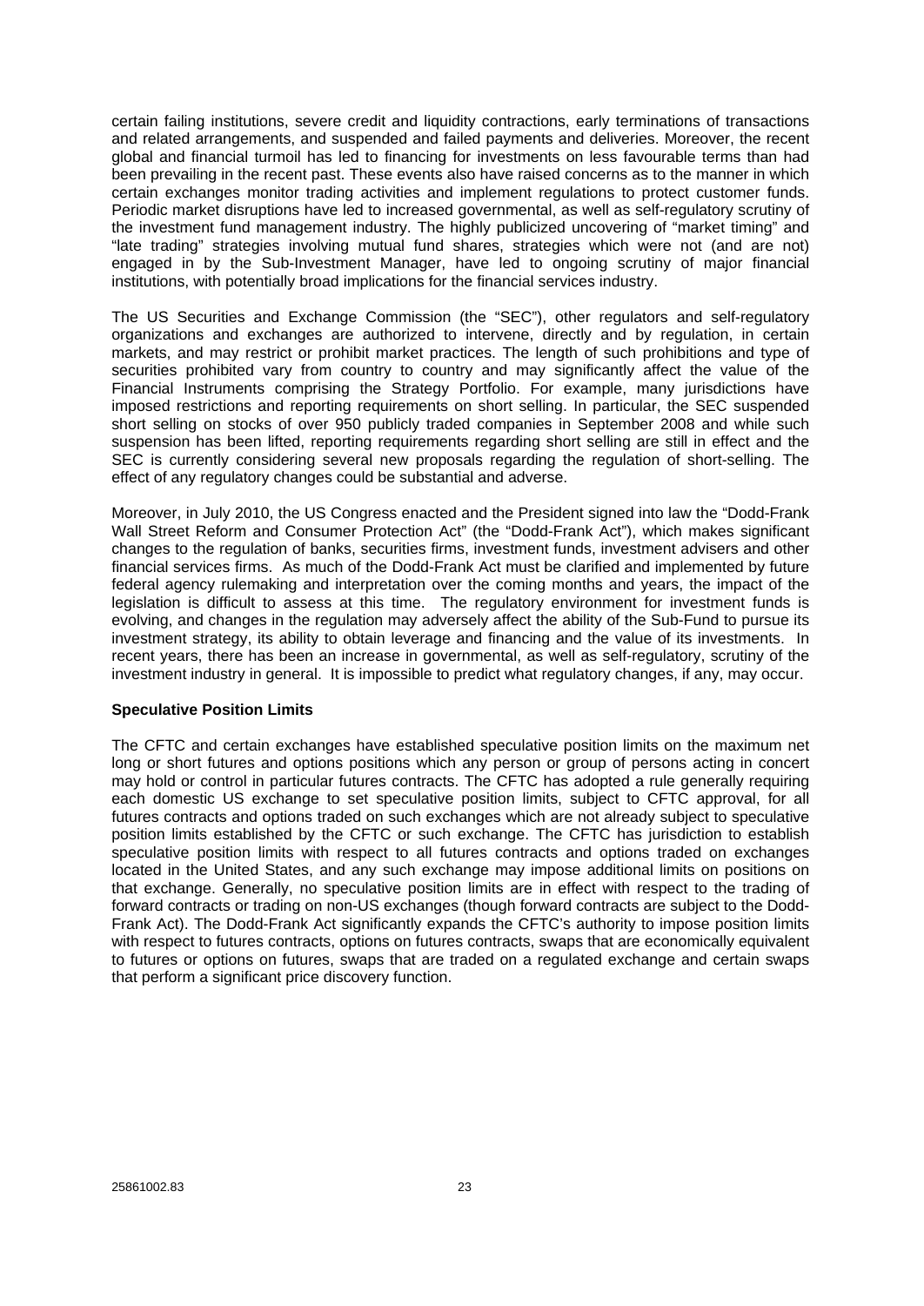certain failing institutions, severe credit and liquidity contractions, early terminations of transactions and related arrangements, and suspended and failed payments and deliveries. Moreover, the recent global and financial turmoil has led to financing for investments on less favourable terms than had been prevailing in the recent past. These events also have raised concerns as to the manner in which certain exchanges monitor trading activities and implement regulations to protect customer funds. Periodic market disruptions have led to increased governmental, as well as self-regulatory scrutiny of the investment fund management industry. The highly publicized uncovering of "market timing" and "late trading" strategies involving mutual fund shares, strategies which were not (and are not) engaged in by the Sub-Investment Manager, have led to ongoing scrutiny of major financial institutions, with potentially broad implications for the financial services industry.

The US Securities and Exchange Commission (the "SEC"), other regulators and self-regulatory organizations and exchanges are authorized to intervene, directly and by regulation, in certain markets, and may restrict or prohibit market practices. The length of such prohibitions and type of securities prohibited vary from country to country and may significantly affect the value of the Financial Instruments comprising the Strategy Portfolio. For example, many jurisdictions have imposed restrictions and reporting requirements on short selling. In particular, the SEC suspended short selling on stocks of over 950 publicly traded companies in September 2008 and while such suspension has been lifted, reporting requirements regarding short selling are still in effect and the SEC is currently considering several new proposals regarding the regulation of short-selling. The effect of any regulatory changes could be substantial and adverse.

Moreover, in July 2010, the US Congress enacted and the President signed into law the "Dodd-Frank Wall Street Reform and Consumer Protection Act" (the "Dodd-Frank Act"), which makes significant changes to the regulation of banks, securities firms, investment funds, investment advisers and other financial services firms. As much of the Dodd-Frank Act must be clarified and implemented by future federal agency rulemaking and interpretation over the coming months and years, the impact of the legislation is difficult to assess at this time. The regulatory environment for investment funds is evolving, and changes in the regulation may adversely affect the ability of the Sub-Fund to pursue its investment strategy, its ability to obtain leverage and financing and the value of its investments. In recent years, there has been an increase in governmental, as well as self-regulatory, scrutiny of the investment industry in general. It is impossible to predict what regulatory changes, if any, may occur.

**Speculative Position Limits**

The CFTC and certain exchanges have established speculative position limits on the maximum net long or short futures and options positions which any person or group of persons acting in concert may hold or control in particular futures contracts. The CFTC has adopted a rule generally requiring each domestic US exchange to set speculative position limits, subject to CFTC approval, for all futures contracts and options traded on such exchanges which are not already subject to speculative position limits established by the CFTC or such exchange. The CFTC has jurisdiction to establish speculative position limits with respect to all futures contracts and options traded on exchanges located in the United States, and any such exchange may impose additional limits on positions on that exchange. Generally, no speculative position limits are in effect with respect to the trading of forward contracts or trading on non-US exchanges (though forward contracts are subject to the Dodd-Frank Act). The Dodd-Frank Act significantly expands the CFTC's authority to impose position limits with respect to futures contracts, options on futures contracts, swaps that are economically equivalent to futures or options on futures, swaps that are traded on a regulated exchange and certain swaps that perform a significant price discovery function.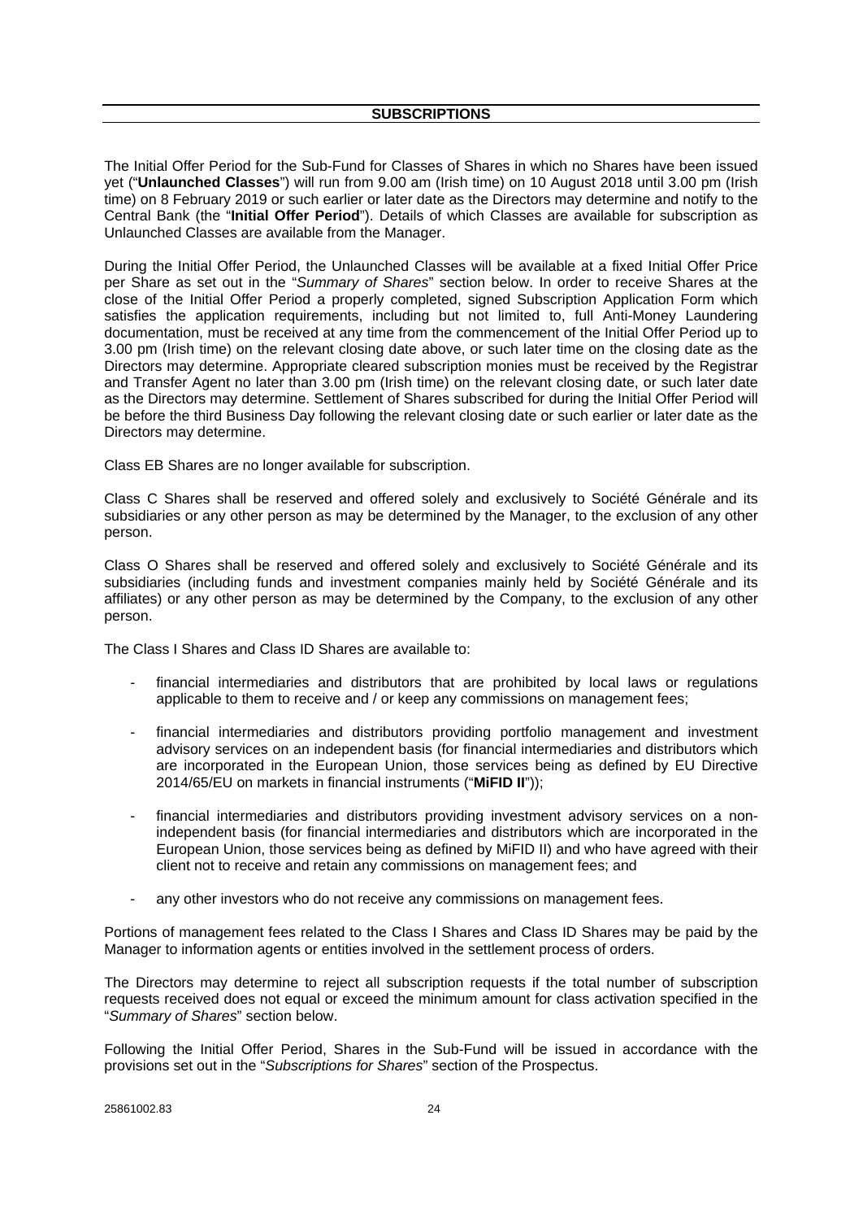## SUBSCRIPTIONS

The Initial Offer Period for the Sub-Fund for Classes of Shares in which no Shares have been issued yet ("**Unlaunched Classes**") will run from 9.00 am (Irish time) on 10 August 2018 until 3.00 pm (Irish time) on 8 February 2019 or such earlier or later date as the Directors may determine and notify to the Central Bank (the "**Initial Offer Period**"). Details of which Classes are available for subscription as Unlaunched Classes are available from the Manager.

During the Initial Offer Period, the Unlaunched Classes will be available at a fixed Initial Offer Price per Share as set out in the "*Summary of Shares*" section below. In order to receive Shares at the close of the Initial Offer Period a properly completed, signed Subscription Application Form which satisfies the application requirements, including but not limited to, full Anti-Money Laundering documentation, must be received at any time from the commencement of the Initial Offer Period up to 3.00 pm (Irish time) on the relevant closing date above, or such later time on the closing date as the Directors may determine. Appropriate cleared subscription monies must be received by the Registrar and Transfer Agent no later than 3.00 pm (Irish time) on the relevant closing date, or such later date as the Directors may determine. Settlement of Shares subscribed for during the Initial Offer Period will be before the third Business Day following the relevant closing date or such earlier or later date as the Directors may determine.

Class EB Shares are no longer available for subscription.

Class C Shares shall be reserved and offered solely and exclusively to Société Générale and its subsidiaries or any other person as may be determined by the Manager, to the exclusion of any other person.

Class O Shares shall be reserved and offered solely and exclusively to Société Générale and its subsidiaries (including funds and investment companies mainly held by Société Générale and its affiliates) or any other person as may be determined by the Company, to the exclusion of any other person.

The Class I Shares and Class ID Shares are available to:

- financial intermediaries and distributors that are prohibited by local laws or regulations applicable to them to receive and / or keep any commissions on management fees;
- financial intermediaries and distributors providing portfolio management and investment advisory services on an independent basis (for financial intermediaries and distributors which are incorporated in the European Union, those services being as defined by EU Directive 2014/65/EU on markets in financial instruments ("**MiFID II**"));
- financial intermediaries and distributors providing investment advisory services on a non-independent basis (for financial intermediaries and distributors which are incorporated in the European Union, those services being as defined by MiFID II) and who have agreed with their client not to receive and retain any commissions on management fees; and
- any other investors who do not receive any commissions on management fees.

Portions of management fees related to the Class I Shares and Class ID Shares may be paid by the Manager to information agents or entities involved in the settlement process of orders.

The Directors may determine to reject all subscription requests if the total number of subscription requests received does not equal or exceed the minimum amount for class activation specified in the "*Summary of Shares*" section below.

Following the Initial Offer Period, Shares in the Sub-Fund will be issued in accordance with the provisions set out in the "*Subscriptions for Shares*" section of the Prospectus.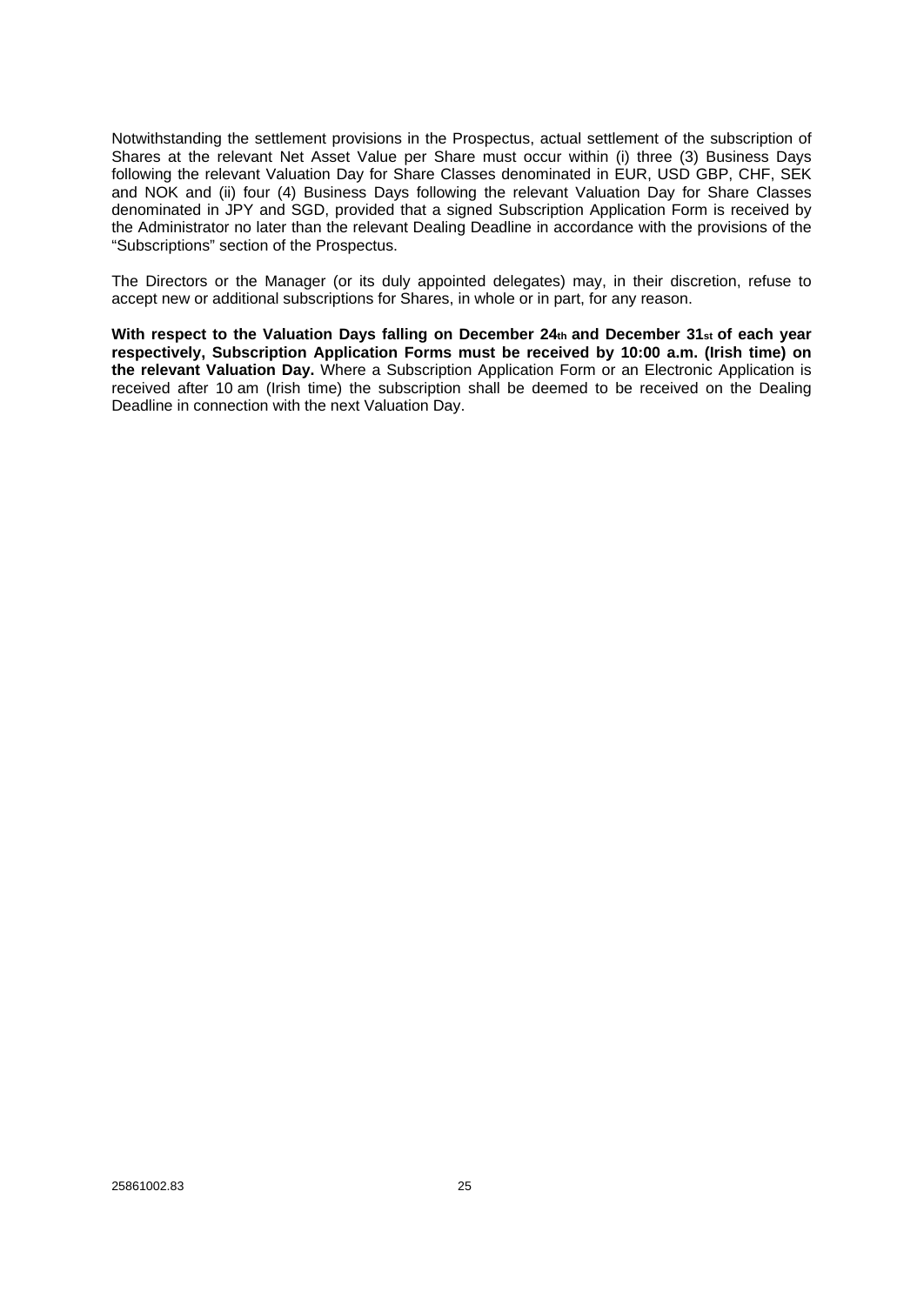Notwithstanding the settlement provisions in the Prospectus, actual settlement of the subscription of Shares at the relevant Net Asset Value per Share must occur within (i) three (3) Business Days following the relevant Valuation Day for Share Classes denominated in EUR, USD GBP, CHF, SEK and NOK and (ii) four (4) Business Days following the relevant Valuation Day for Share Classes denominated in JPY and SGD, provided that a signed Subscription Application Form is received by the Administrator no later than the relevant Dealing Deadline in accordance with the provisions of the "Subscriptions" section of the Prospectus.

The Directors or the Manager (or its duly appointed delegates) may, in their discretion, refuse to accept new or additional subscriptions for Shares, in whole or in part, for any reason.

**With respect to the Valuation Days falling on December 24th and December 31st of each year respectively, Subscription Application Forms must be received by 10:00 a.m. (Irish time) on the relevant Valuation Day.** Where a Subscription Application Form or an Electronic Application is received after 10 am (Irish time) the subscription shall be deemed to be received on the Dealing Deadline in connection with the next Valuation Day.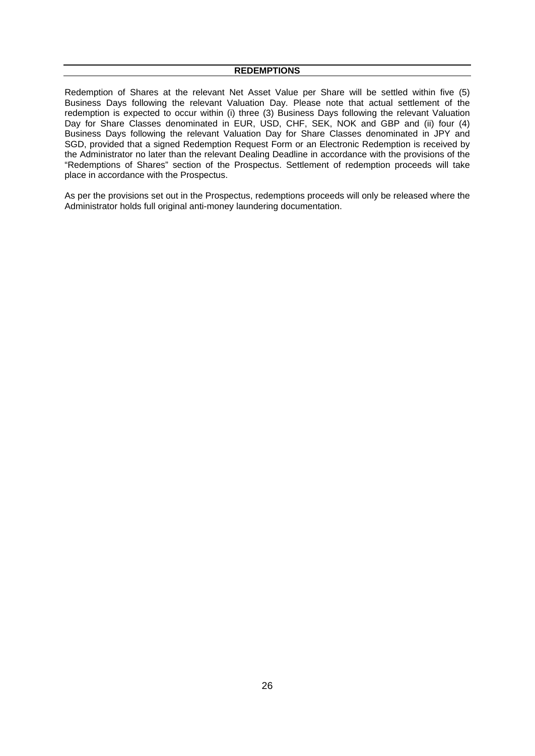## REDEMPTIONS

Redemption of Shares at the relevant Net Asset Value per Share will be settled within five (5) Business Days following the relevant Valuation Day. Please note that actual settlement of the redemption is expected to occur within (i) three (3) Business Days following the relevant Valuation Day for Share Classes denominated in EUR, USD, CHF, SEK, NOK and GBP and (ii) four (4) Business Days following the relevant Valuation Day for Share Classes denominated in JPY and SGD, provided that a signed Redemption Request Form or an Electronic Redemption is received by the Administrator no later than the relevant Dealing Deadline in accordance with the provisions of the "Redemptions of Shares" section of the Prospectus. Settlement of redemption proceeds will take place in accordance with the Prospectus.

As per the provisions set out in the Prospectus, redemptions proceeds will only be released where the Administrator holds full original anti-money laundering documentation.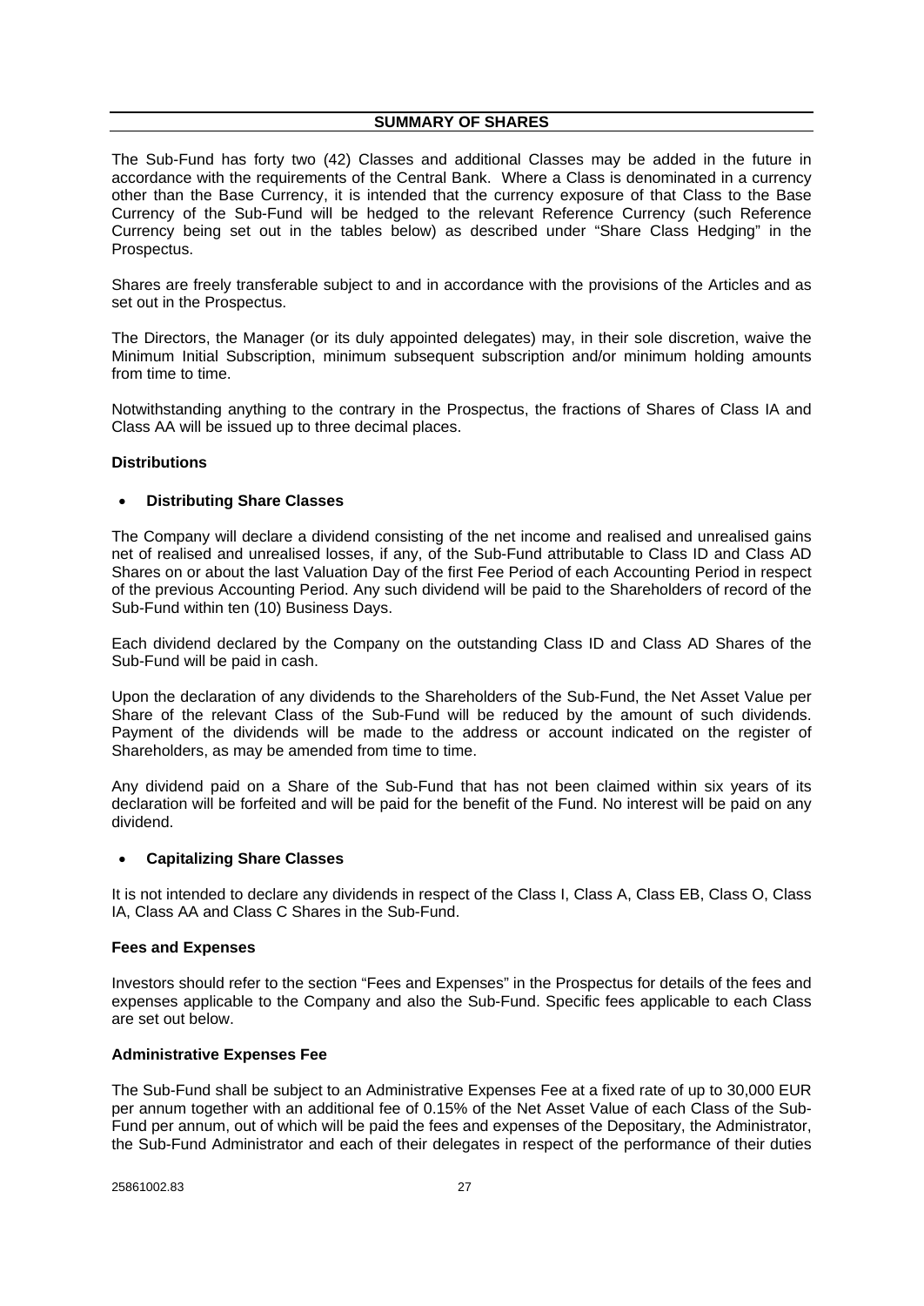## SUMMARY OF SHARES

The Sub-Fund has forty two (42) Classes and additional Classes may be added in the future in accordance with the requirements of the Central Bank. Where a Class is denominated in a currency other than the Base Currency, it is intended that the currency exposure of that Class to the Base Currency of the Sub-Fund will be hedged to the relevant Reference Currency (such Reference Currency being set out in the tables below) as described under "Share Class Hedging" in the Prospectus.

Shares are freely transferable subject to and in accordance with the provisions of the Articles and as set out in the Prospectus.

The Directors, the Manager (or its duly appointed delegates) may, in their sole discretion, waive the Minimum Initial Subscription, minimum subsequent subscription and/or minimum holding amounts from time to time.

Notwithstanding anything to the contrary in the Prospectus, the fractions of Shares of Class IA and Class AA will be issued up to three decimal places.

### Distributions

- **Distributing Share Classes**

The Company will declare a dividend consisting of the net income and realised and unrealised gains net of realised and unrealised losses, if any, of the Sub-Fund attributable to Class ID and Class AD Shares on or about the last Valuation Day of the first Fee Period of each Accounting Period in respect of the previous Accounting Period. Any such dividend will be paid to the Shareholders of record of the Sub-Fund within ten (10) Business Days.

Each dividend declared by the Company on the outstanding Class ID and Class AD Shares of the Sub-Fund will be paid in cash.

Upon the declaration of any dividends to the Shareholders of the Sub-Fund, the Net Asset Value per Share of the relevant Class of the Sub-Fund will be reduced by the amount of such dividends. Payment of the dividends will be made to the address or account indicated on the register of Shareholders, as may be amended from time to time.

Any dividend paid on a Share of the Sub-Fund that has not been claimed within six years of its declaration will be forfeited and will be paid for the benefit of the Fund. No interest will be paid on any dividend.

- **Capitalizing Share Classes**

It is not intended to declare any dividends in respect of the Class I, Class A, Class EB, Class O, Class IA, Class AA and Class C Shares in the Sub-Fund.

### Fees and Expenses

Investors should refer to the section "Fees and Expenses" in the Prospectus for details of the fees and expenses applicable to the Company and also the Sub-Fund. Specific fees applicable to each Class are set out below.

### Administrative Expenses Fee

The Sub-Fund shall be subject to an Administrative Expenses Fee at a fixed rate of up to 30,000 EUR per annum together with an additional fee of 0.15% of the Net Asset Value of each Class of the Sub-Fund per annum, out of which will be paid the fees and expenses of the Depositary, the Administrator, the Sub-Fund Administrator and each of their delegates in respect of the performance of their duties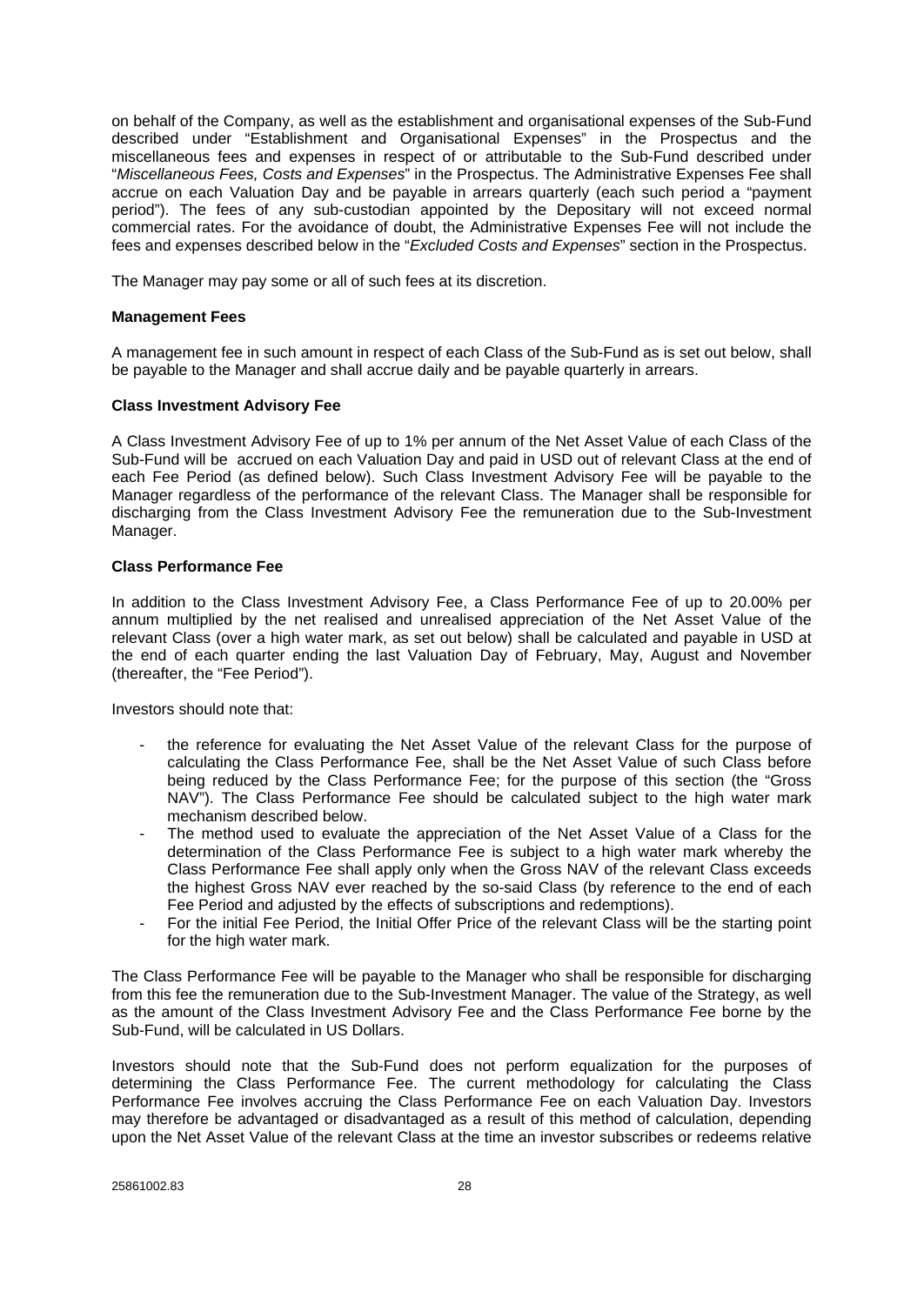on behalf of the Company, as well as the establishment and organisational expenses of the Sub-Fund described under "Establishment and Organisational Expenses" in the Prospectus and the miscellaneous fees and expenses in respect of or attributable to the Sub-Fund described under "*Miscellaneous Fees, Costs and Expenses*" in the Prospectus. The Administrative Expenses Fee shall accrue on each Valuation Day and be payable in arrears quarterly (each such period a "payment period"). The fees of any sub-custodian appointed by the Depositary will not exceed normal commercial rates. For the avoidance of doubt, the Administrative Expenses Fee will not include the fees and expenses described below in the "*Excluded Costs and Expenses*" section in the Prospectus.

The Manager may pay some or all of such fees at its discretion.

**Management Fees**

A management fee in such amount in respect of each Class of the Sub-Fund as is set out below, shall be payable to the Manager and shall accrue daily and be payable quarterly in arrears.

**Class Investment Advisory Fee**

A Class Investment Advisory Fee of up to 1% per annum of the Net Asset Value of each Class of the Sub-Fund will be accrued on each Valuation Day and paid in USD out of relevant Class at the end of each Fee Period (as defined below). Such Class Investment Advisory Fee will be payable to the Manager regardless of the performance of the relevant Class. The Manager shall be responsible for discharging from the Class Investment Advisory Fee the remuneration due to the Sub-Investment Manager.

**Class Performance Fee**

In addition to the Class Investment Advisory Fee, a Class Performance Fee of up to 20.00% per annum multiplied by the net realised and unrealised appreciation of the Net Asset Value of the relevant Class (over a high water mark, as set out below) shall be calculated and payable in USD at the end of each quarter ending the last Valuation Day of February, May, August and November (thereafter, the "Fee Period").

Investors should note that:

- the reference for evaluating the Net Asset Value of the relevant Class for the purpose of calculating the Class Performance Fee, shall be the Net Asset Value of such Class before being reduced by the Class Performance Fee; for the purpose of this section (the "Gross NAV"). The Class Performance Fee should be calculated subject to the high water mark mechanism described below.
- The method used to evaluate the appreciation of the Net Asset Value of a Class for the determination of the Class Performance Fee is subject to a high water mark whereby the Class Performance Fee shall apply only when the Gross NAV of the relevant Class exceeds the highest Gross NAV ever reached by the so-said Class (by reference to the end of each Fee Period and adjusted by the effects of subscriptions and redemptions).
- For the initial Fee Period, the Initial Offer Price of the relevant Class will be the starting point for the high water mark.

The Class Performance Fee will be payable to the Manager who shall be responsible for discharging from this fee the remuneration due to the Sub-Investment Manager. The value of the Strategy, as well as the amount of the Class Investment Advisory Fee and the Class Performance Fee borne by the Sub-Fund, will be calculated in US Dollars.

Investors should note that the Sub-Fund does not perform equalization for the purposes of determining the Class Performance Fee. The current methodology for calculating the Class Performance Fee involves accruing the Class Performance Fee on each Valuation Day. Investors may therefore be advantaged or disadvantaged as a result of this method of calculation, depending upon the Net Asset Value of the relevant Class at the time an investor subscribes or redeems relative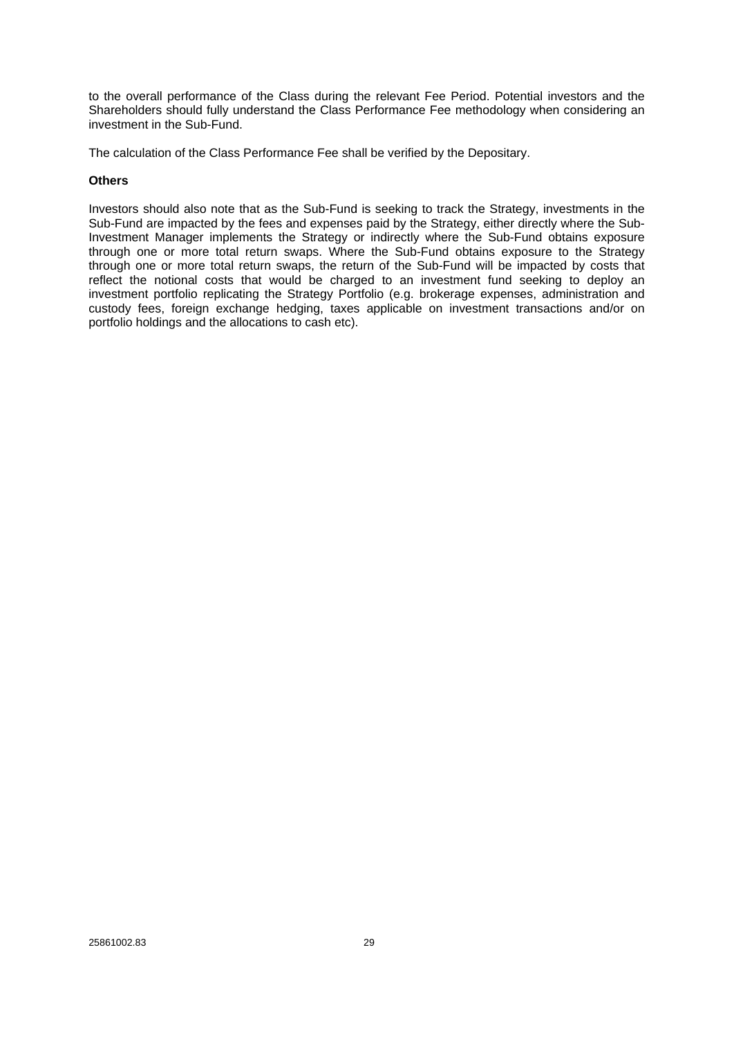to the overall performance of the Class during the relevant Fee Period. Potential investors and the Shareholders should fully understand the Class Performance Fee methodology when considering an investment in the Sub-Fund.

The calculation of the Class Performance Fee shall be verified by the Depositary.

**Others**

Investors should also note that as the Sub-Fund is seeking to track the Strategy, investments in the Sub-Fund are impacted by the fees and expenses paid by the Strategy, either directly where the Sub-Investment Manager implements the Strategy or indirectly where the Sub-Fund obtains exposure through one or more total return swaps. Where the Sub-Fund obtains exposure to the Strategy through one or more total return swaps, the return of the Sub-Fund will be impacted by costs that reflect the notional costs that would be charged to an investment fund seeking to deploy an investment portfolio replicating the Strategy Portfolio (e.g. brokerage expenses, administration and custody fees, foreign exchange hedging, taxes applicable on investment transactions and/or on portfolio holdings and the allocations to cash etc).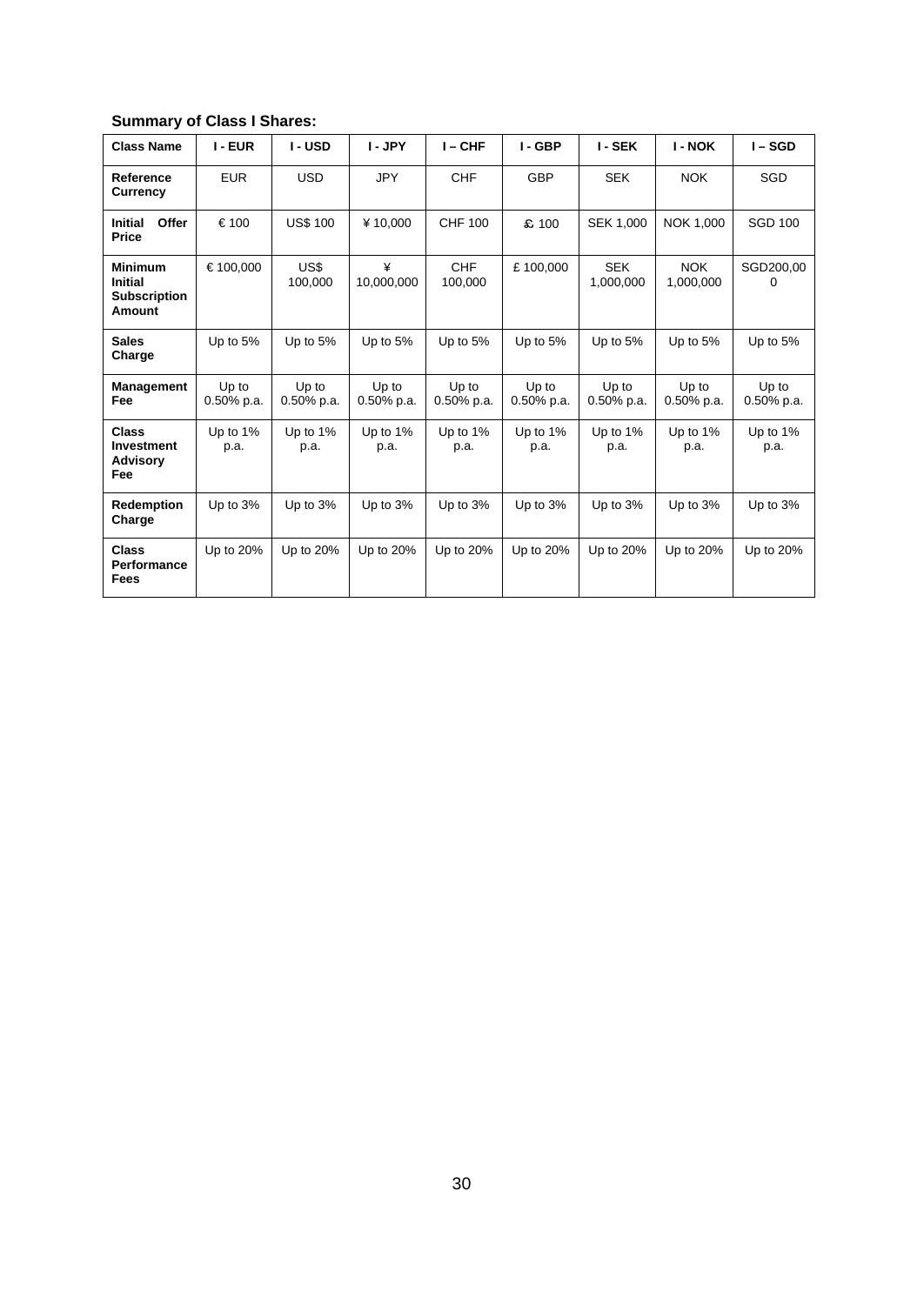**Summary of Class I Shares:**

| Class Name | I - EUR | I - USD | I - JPY | I – CHF | I - GBP | I - SEK | I - NOK | I – SGD |
|---|---|---|---|---|---|---|---|---|
| **Reference Currency** | EUR | USD | JPY | CHF | GBP | SEK | NOK | SGD |
| **Initial Offer Price** | € 100 | US$ 100 | ¥ 10,000 | CHF 100 | £ 100 | SEK 1,000 | NOK 1,000 | SGD 100 |
| **Minimum Initial Subscription Amount** | € 100,000 | US$ 100,000 | ¥ 10,000,000 | CHF 100,000 | £ 100,000 | SEK 1,000,000 | NOK 1,000,000 | SGD200,000 |
| **Sales Charge** | Up to 5% | Up to 5% | Up to 5% | Up to 5% | Up to 5% | Up to 5% | Up to 5% | Up to 5% |
| **Management Fee** | Up to 0.50% p.a. | Up to 0.50% p.a. | Up to 0.50% p.a. | Up to 0.50% p.a. | Up to 0.50% p.a. | Up to 0.50% p.a. | Up to 0.50% p.a. | Up to 0.50% p.a. |
| **Class Investment Advisory Fee** | Up to 1% p.a. | Up to 1% p.a. | Up to 1% p.a. | Up to 1% p.a. | Up to 1% p.a. | Up to 1% p.a. | Up to 1% p.a. | Up to 1% p.a. |
| **Redemption Charge** | Up to 3% | Up to 3% | Up to 3% | Up to 3% | Up to 3% | Up to 3% | Up to 3% | Up to 3% |
| **Class Performance Fees** | Up to 20% | Up to 20% | Up to 20% | Up to 20% | Up to 20% | Up to 20% | Up to 20% | Up to 20% |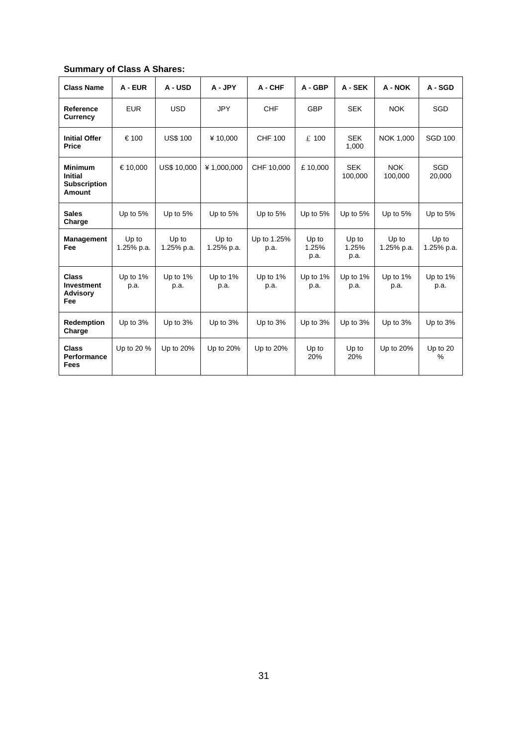**Summary of Class A Shares:**

| Class Name | A - EUR | A - USD | A - JPY | A - CHF | A - GBP | A - SEK | A - NOK | A - SGD |
|---|---|---|---|---|---|---|---|---|
| **Reference Currency** | EUR | USD | JPY | CHF | GBP | SEK | NOK | SGD |
| **Initial Offer Price** | € 100 | US$ 100 | ¥ 10,000 | CHF 100 | £ 100 | SEK 1,000 | NOK 1,000 | SGD 100 |
| **Minimum Initial Subscription Amount** | € 10,000 | US$ 10,000 | ¥ 1,000,000 | CHF 10,000 | £ 10,000 | SEK 100,000 | NOK 100,000 | SGD 20,000 |
| **Sales Charge** | Up to 5% | Up to 5% | Up to 5% | Up to 5% | Up to 5% | Up to 5% | Up to 5% | Up to 5% |
| **Management Fee** | Up to 1.25% p.a. | Up to 1.25% p.a. | Up to 1.25% p.a. | Up to 1.25% p.a. | Up to 1.25% p.a. | Up to 1.25% p.a. | Up to 1.25% p.a. | Up to 1.25% p.a. |
| **Class Investment Advisory Fee** | Up to 1% p.a. | Up to 1% p.a. | Up to 1% p.a. | Up to 1% p.a. | Up to 1% p.a. | Up to 1% p.a. | Up to 1% p.a. | Up to 1% p.a. |
| **Redemption Charge** | Up to 3% | Up to 3% | Up to 3% | Up to 3% | Up to 3% | Up to 3% | Up to 3% | Up to 3% |
| **Class Performance Fees** | Up to 20 % | Up to 20% | Up to 20% | Up to 20% | Up to 20% | Up to 20% | Up to 20% | Up to 20 % |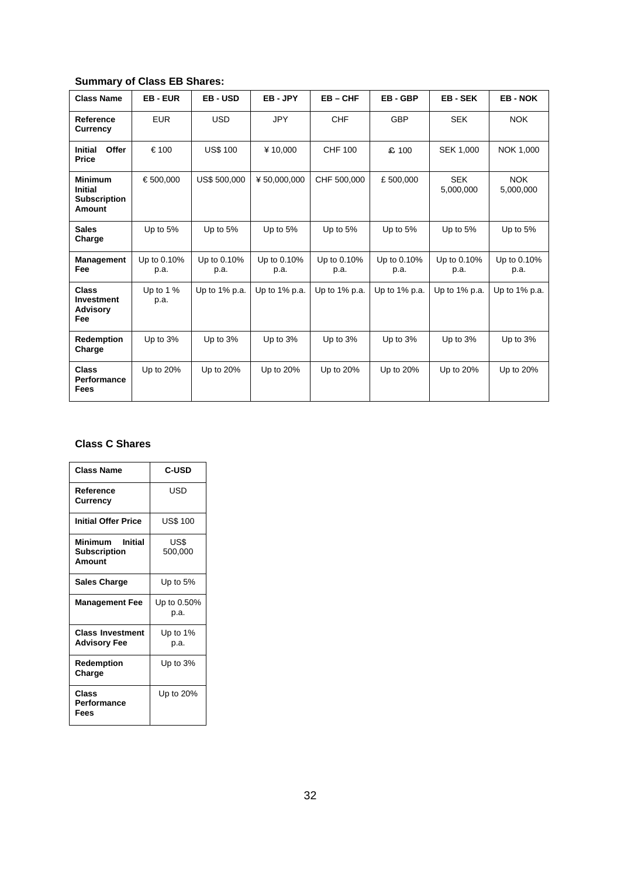**Summary of Class EB Shares:**

| Class Name | EB - EUR | EB - USD | EB - JPY | EB – CHF | EB - GBP | EB - SEK | EB - NOK |
|---|---|---|---|---|---|---|---|
| **Reference Currency** | EUR | USD | JPY | CHF | GBP | SEK | NOK |
| **Initial Offer Price** | € 100 | US$ 100 | ¥ 10,000 | CHF 100 | £ 100 | SEK 1,000 | NOK 1,000 |
| **Minimum Initial Subscription Amount** | € 500,000 | US$ 500,000 | ¥ 50,000,000 | CHF 500,000 | £ 500,000 | SEK 5,000,000 | NOK 5,000,000 |
| **Sales Charge** | Up to 5% | Up to 5% | Up to 5% | Up to 5% | Up to 5% | Up to 5% | Up to 5% |
| **Management Fee** | Up to 0.10% p.a. | Up to 0.10% p.a. | Up to 0.10% p.a. | Up to 0.10% p.a. | Up to 0.10% p.a. | Up to 0.10% p.a. | Up to 0.10% p.a. |
| **Class Investment Advisory Fee** | Up to 1 % p.a. | Up to 1% p.a. | Up to 1% p.a. | Up to 1% p.a. | Up to 1% p.a. | Up to 1% p.a. | Up to 1% p.a. |
| **Redemption Charge** | Up to 3% | Up to 3% | Up to 3% | Up to 3% | Up to 3% | Up to 3% | Up to 3% |
| **Class Performance Fees** | Up to 20% | Up to 20% | Up to 20% | Up to 20% | Up to 20% | Up to 20% | Up to 20% |

**Class C Shares**

| Class Name | C-USD |
|---|---|
| **Reference Currency** | USD |
| **Initial Offer Price** | US$ 100 |
| **Minimum Initial Subscription Amount** | US$ 500,000 |
| **Sales Charge** | Up to 5% |
| **Management Fee** | Up to 0.50% p.a. |
| **Class Investment Advisory Fee** | Up to 1% p.a. |
| **Redemption Charge** | Up to 3% |
| **Class Performance Fees** | Up to 20% |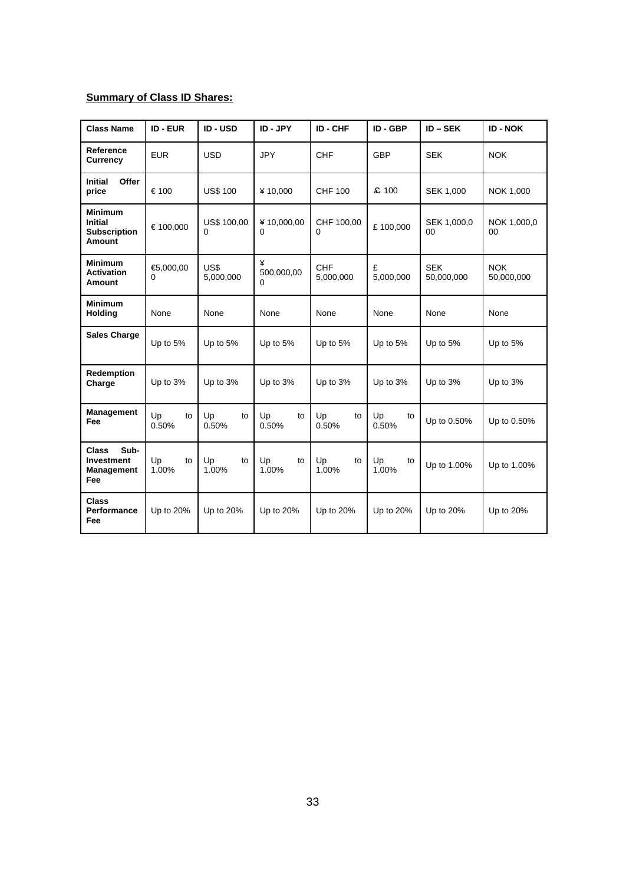**Summary of Class ID Shares:**

| Class Name | ID - EUR | ID - USD | ID - JPY | ID - CHF | ID - GBP | ID – SEK | ID - NOK |
|---|---|---|---|---|---|---|---|
| **Reference Currency** | EUR | USD | JPY | CHF | GBP | SEK | NOK |
| **Initial Offer price** | € 100 | US$ 100 | ¥ 10,000 | CHF 100 | £ 100 | SEK 1,000 | NOK 1,000 |
| **Minimum Initial Subscription Amount** | € 100,000 | US$ 100,000 | ¥ 10,000,000 | CHF 100,000 | £ 100,000 | SEK 1,000,000 | NOK 1,000,000 |
| **Minimum Activation Amount** | €5,000,000 | US$ 5,000,000 | ¥ 500,000,000 | CHF 5,000,000 | £ 5,000,000 | SEK 50,000,000 | NOK 50,000,000 |
| **Minimum Holding** | None | None | None | None | None | None | None |
| **Sales Charge** | Up to 5% | Up to 5% | Up to 5% | Up to 5% | Up to 5% | Up to 5% | Up to 5% |
| **Redemption Charge** | Up to 3% | Up to 3% | Up to 3% | Up to 3% | Up to 3% | Up to 3% | Up to 3% |
| **Management Fee** | Up to 0.50% | Up to 0.50% | Up to 0.50% | Up to 0.50% | Up to 0.50% | Up to 0.50% | Up to 0.50% |
| **Class Sub-Investment Management Fee** | Up to 1.00% | Up to 1.00% | Up to 1.00% | Up to 1.00% | Up to 1.00% | Up to 1.00% | Up to 1.00% |
| **Class Performance Fee** | Up to 20% | Up to 20% | Up to 20% | Up to 20% | Up to 20% | Up to 20% | Up to 20% |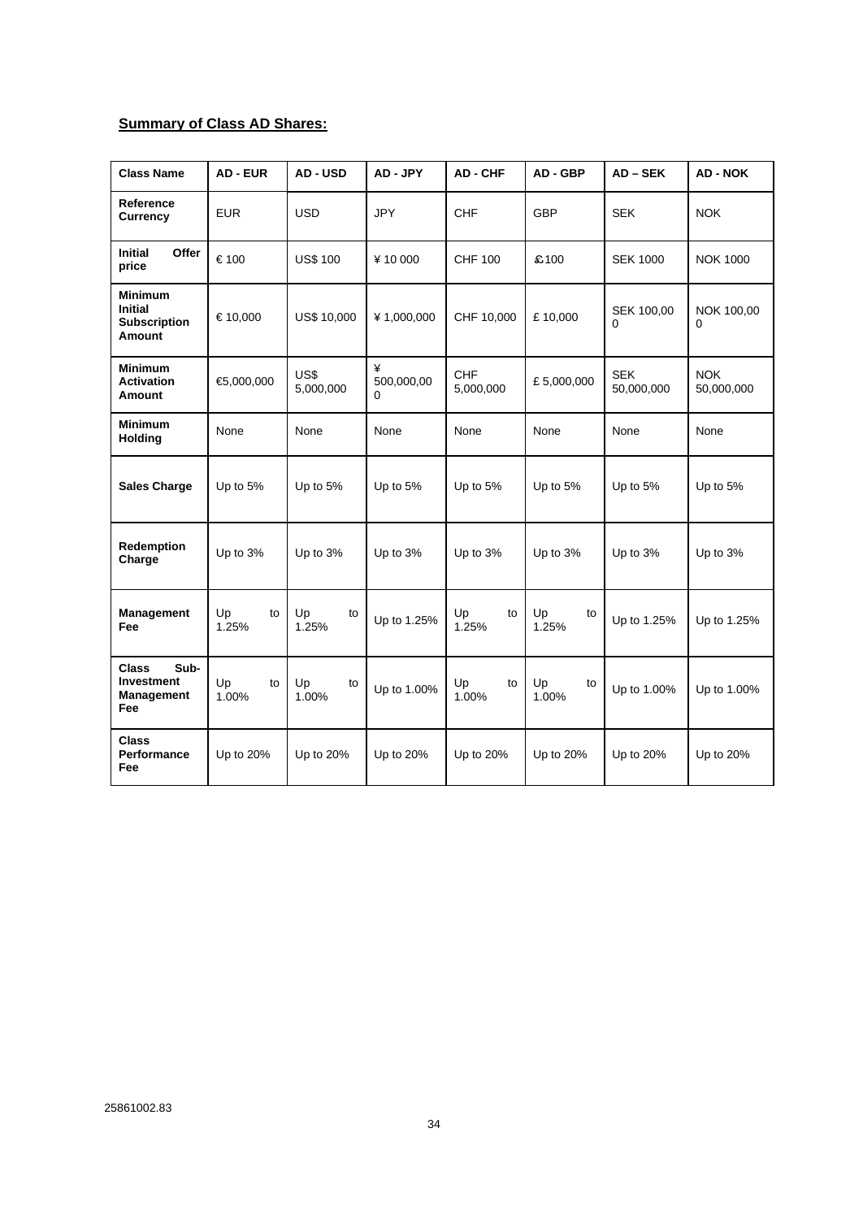**Summary of Class AD Shares:**

| Class Name | AD - EUR | AD - USD | AD - JPY | AD - CHF | AD - GBP | AD – SEK | AD - NOK |
|---|---|---|---|---|---|---|---|
| **Reference Currency** | EUR | USD | JPY | CHF | GBP | SEK | NOK |
| **Initial Offer price** | € 100 | US$ 100 | ¥ 10 000 | CHF 100 | £100 | SEK 1000 | NOK 1000 |
| **Minimum Initial Subscription Amount** | € 10,000 | US$ 10,000 | ¥ 1,000,000 | CHF 10,000 | £ 10,000 | SEK 100,000 | NOK 100,000 |
| **Minimum Activation Amount** | €5,000,000 | US$ 5,000,000 | ¥ 500,000,000 | CHF 5,000,000 | £ 5,000,000 | SEK 50,000,000 | NOK 50,000,000 |
| **Minimum Holding** | None | None | None | None | None | None | None |
| **Sales Charge** | Up to 5% | Up to 5% | Up to 5% | Up to 5% | Up to 5% | Up to 5% | Up to 5% |
| **Redemption Charge** | Up to 3% | Up to 3% | Up to 3% | Up to 3% | Up to 3% | Up to 3% | Up to 3% |
| **Management Fee** | Up to 1.25% | Up to 1.25% | Up to 1.25% | Up to 1.25% | Up to 1.25% | Up to 1.25% | Up to 1.25% |
| **Class Sub-Investment Management Fee** | Up to 1.00% | Up to 1.00% | Up to 1.00% | Up to 1.00% | Up to 1.00% | Up to 1.00% | Up to 1.00% |
| **Class Performance Fee** | Up to 20% | Up to 20% | Up to 20% | Up to 20% | Up to 20% | Up to 20% | Up to 20% |

25861002.83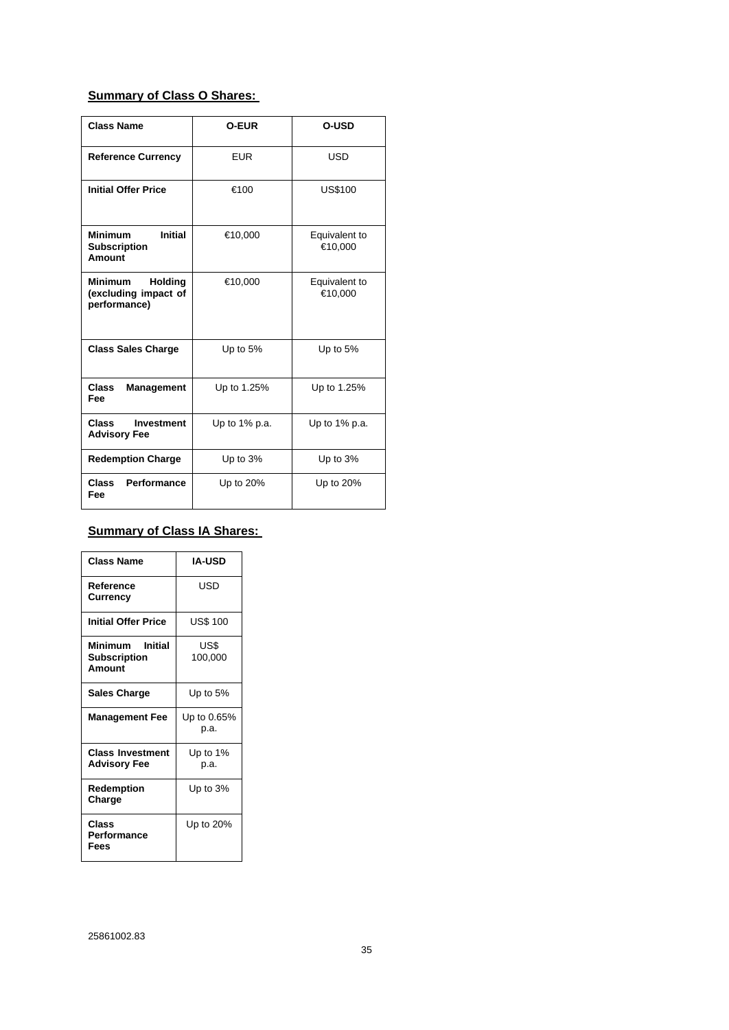**Summary of Class O Shares:**

| Class Name | O-EUR | O-USD |
| --- | --- | --- |
| Reference Currency | EUR | USD |
| Initial Offer Price | €100 | US$100 |
| Minimum Initial Subscription Amount | €10,000 | Equivalent to €10,000 |
| Minimum Holding (excluding impact of performance) | €10,000 | Equivalent to €10,000 |
| Class Sales Charge | Up to 5% | Up to 5% |
| Class Management Fee | Up to 1.25% | Up to 1.25% |
| Class Investment Advisory Fee | Up to 1% p.a. | Up to 1% p.a. |
| Redemption Charge | Up to 3% | Up to 3% |
| Class Performance Fee | Up to 20% | Up to 20% |

**Summary of Class IA Shares:**

| Class Name | IA-USD |
| --- | --- |
| Reference Currency | USD |
| Initial Offer Price | US$ 100 |
| Minimum Initial Subscription Amount | US$ 100,000 |
| Sales Charge | Up to 5% |
| Management Fee | Up to 0.65% p.a. |
| Class Investment Advisory Fee | Up to 1% p.a. |
| Redemption Charge | Up to 3% |
| Class Performance Fees | Up to 20% |

25861002.83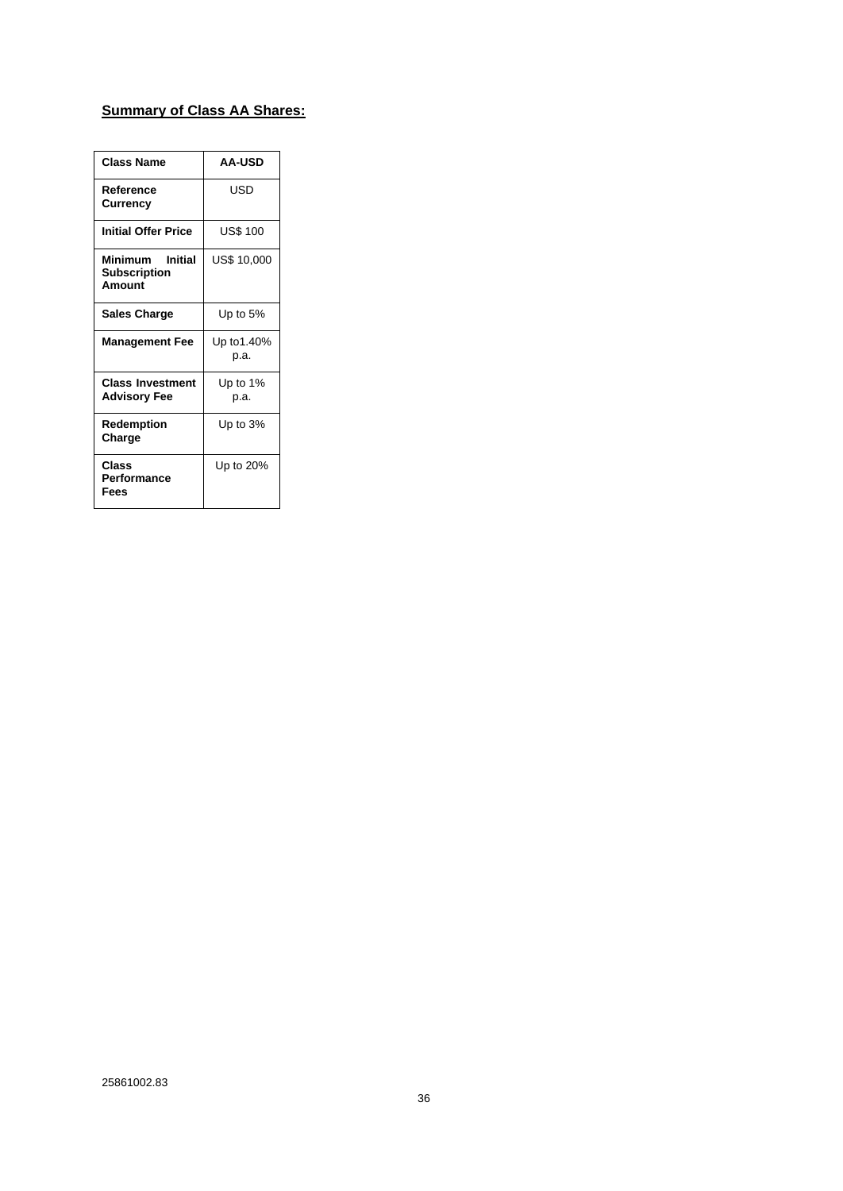**Summary of Class AA Shares:**

| Class Name | AA-USD |
|---|---|
| Reference Currency | USD |
| Initial Offer Price | US$ 100 |
| Minimum Initial Subscription Amount | US$ 10,000 |
| Sales Charge | Up to 5% |
| Management Fee | Up to1.40% p.a. |
| Class Investment Advisory Fee | Up to 1% p.a. |
| Redemption Charge | Up to 3% |
| Class Performance Fees | Up to 20% |

25861002.83